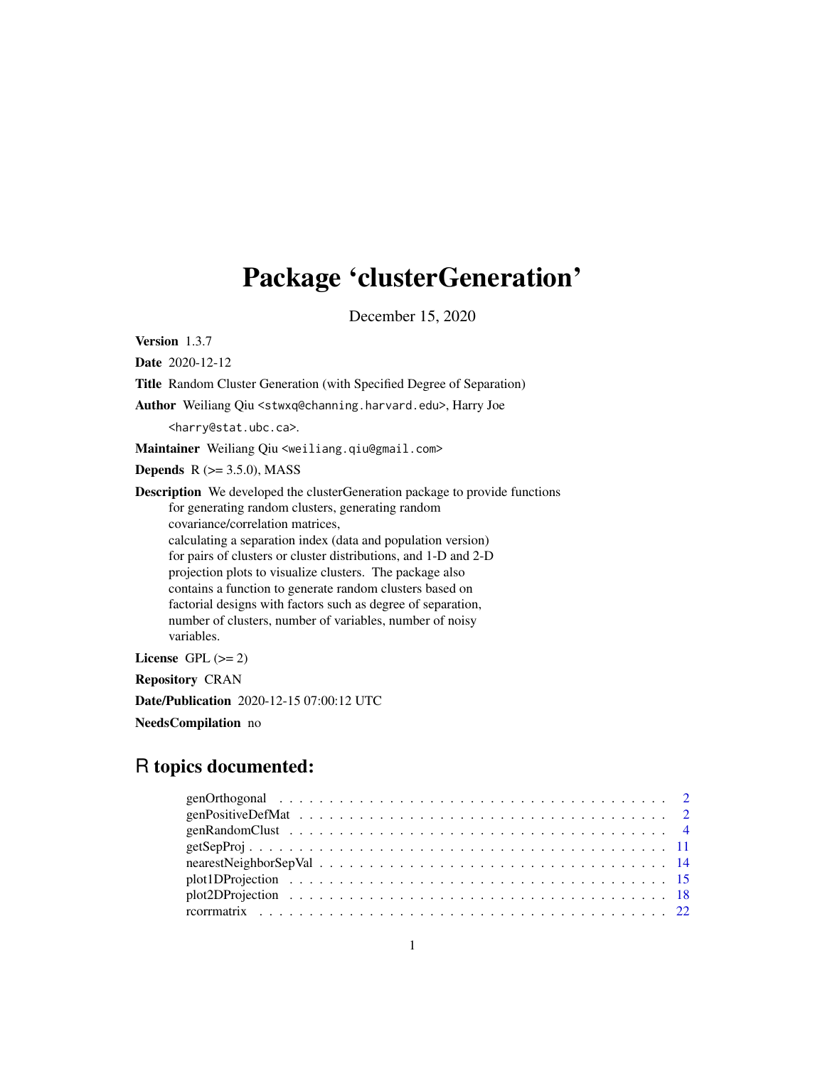# Package 'clusterGeneration'

December 15, 2020

**Version** 1.3.7

**Date** 2020-12-12

**Title** Random Cluster Generation (with Specified Degree of Separation)

**Author** Weiliang Qiu <stwxq@channing.harvard.edu>, Harry Joe <harry@stat.ubc.ca>.

**Maintainer** Weiliang Qiu <weiliang.qiu@gmail.com>

**Depends** R (>= 3.5.0), MASS

**Description** We developed the clusterGeneration package to provide functions for generating random clusters, generating random covariance/correlation matrices, calculating a separation index (data and population version) for pairs of clusters or cluster distributions, and 1-D and 2-D projection plots to visualize clusters. The package also contains a function to generate random clusters based on factorial designs with factors such as degree of separation, number of clusters, number of variables, number of noisy variables.

**License** GPL (>= 2)

**Repository** CRAN

**Date/Publication** 2020-12-15 07:00:12 UTC

**NeedsCompilation** no

## R topics documented:

| | |
|---|---|
| genOrthogonal | 2 |
| genPositiveDefMat | 2 |
| genRandomClust | 4 |
| getSepProj | 11 |
| nearestNeighborSepVal | 14 |
| plot1DProjection | 15 |
| plot2DProjection | 18 |
| rcorrmatrix | 22 |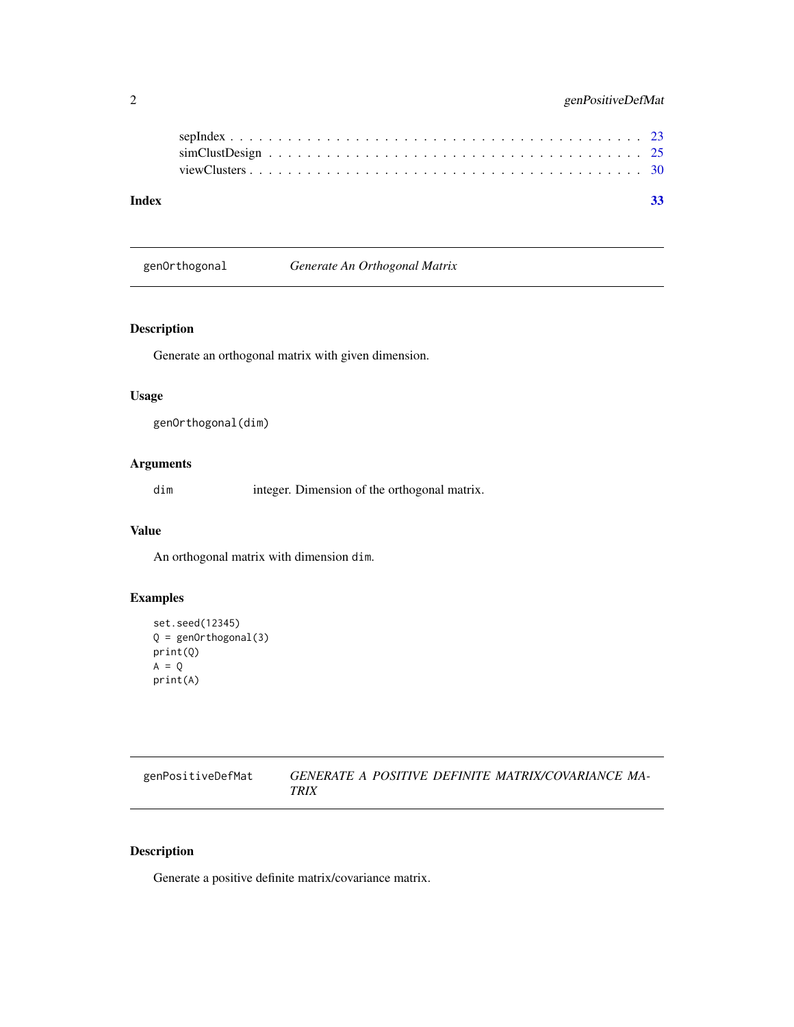sepIndex . . . . . . . . . . . . . . . . . . . . . . . . . . . . . . . . . . . . . . 23
simClustDesign . . . . . . . . . . . . . . . . . . . . . . . . . . . . . . . . . . . 25
viewClusters . . . . . . . . . . . . . . . . . . . . . . . . . . . . . . . . . . . . 30

**Index** **33**

---

## genOrthogonal — *Generate An Orthogonal Matrix*

### Description

Generate an orthogonal matrix with given dimension.

### Usage

```
genOrthogonal(dim)
```

### Arguments

| | |
|---|---|
| `dim` | integer. Dimension of the orthogonal matrix. |

### Value

An orthogonal matrix with dimension `dim`.

### Examples

```
set.seed(12345)
Q = genOrthogonal(3)
print(Q)
A = Q
print(A)
```

---

## genPositiveDefMat — *GENERATE A POSITIVE DEFINITE MATRIX/COVARIANCE MATRIX*

### Description

Generate a positive definite matrix/covariance matrix.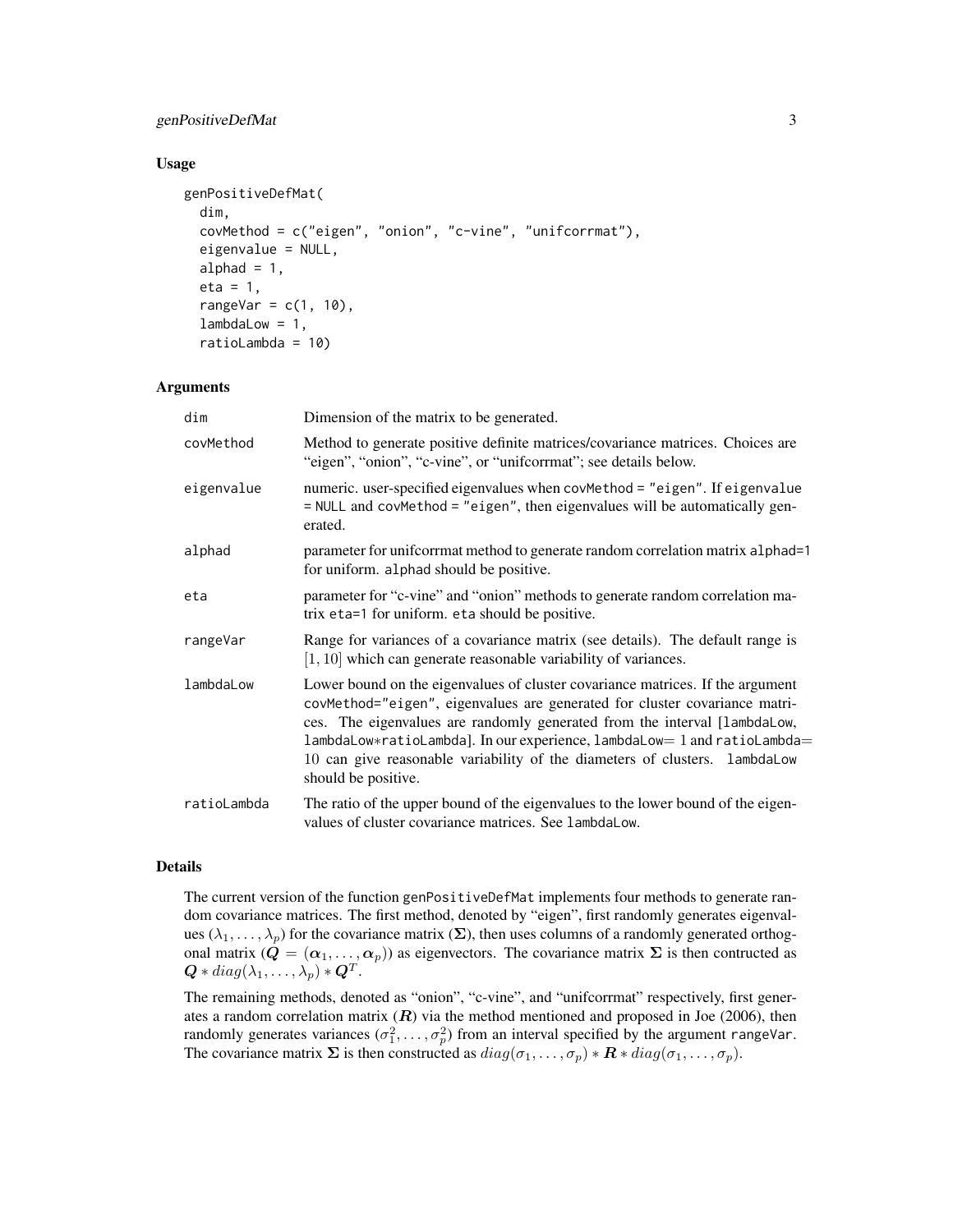## Usage

```
genPositiveDefMat(
  dim,
  covMethod = c("eigen", "onion", "c-vine", "unifcorrmat"),
  eigenvalue = NULL,
  alphad = 1,
  eta = 1,
  rangeVar = c(1, 10),
  lambdaLow = 1,
  ratioLambda = 10)
```

## Arguments

| | |
|---|---|
| `dim` | Dimension of the matrix to be generated. |
| `covMethod` | Method to generate positive definite matrices/covariance matrices. Choices are "eigen", "onion", "c-vine", or "unifcorrmat"; see details below. |
| `eigenvalue` | numeric. user-specified eigenvalues when `covMethod = "eigen"`. If `eigenvalue = NULL` and `covMethod = "eigen"`, then eigenvalues will be automatically generated. |
| `alphad` | parameter for unifcorrmat method to generate random correlation matrix `alphad=1` for uniform. `alphad` should be positive. |
| `eta` | parameter for "c-vine" and "onion" methods to generate random correlation matrix `eta=1` for uniform. `eta` should be positive. |
| `rangeVar` | Range for variances of a covariance matrix (see details). The default range is $[1, 10]$ which can generate reasonable variability of variances. |
| `lambdaLow` | Lower bound on the eigenvalues of cluster covariance matrices. If the argument `covMethod="eigen"`, eigenvalues are generated for cluster covariance matrices. The eigenvalues are randomly generated from the interval [`lambdaLow`, `lambdaLow*ratioLambda`]. In our experience, `lambdaLow`= 1 and `ratioLambda`= 10 can give reasonable variability of the diameters of clusters. `lambdaLow` should be positive. |
| `ratioLambda` | The ratio of the upper bound of the eigenvalues to the lower bound of the eigenvalues of cluster covariance matrices. See `lambdaLow`. |

## Details

The current version of the function `genPositiveDefMat` implements four methods to generate random covariance matrices. The first method, denoted by "eigen", first randomly generates eigenvalues $(\lambda_1, \ldots, \lambda_p)$ for the covariance matrix $(\boldsymbol{\Sigma})$, then uses columns of a randomly generated orthogonal matrix $(\boldsymbol{Q} = (\boldsymbol{\alpha}_1, \ldots, \boldsymbol{\alpha}_p))$ as eigenvectors. The covariance matrix $\boldsymbol{\Sigma}$ is then contructed as $\boldsymbol{Q} * diag(\lambda_1, \ldots, \lambda_p) * \boldsymbol{Q}^T$.

The remaining methods, denoted as "onion", "c-vine", and "unifcorrmat" respectively, first generates a random correlation matrix $(\boldsymbol{R})$ via the method mentioned and proposed in Joe (2006), then randomly generates variances $(\sigma_1^2, \ldots, \sigma_p^2)$ from an interval specified by the argument `rangeVar`. The covariance matrix $\boldsymbol{\Sigma}$ is then constructed as $diag(\sigma_1, \ldots, \sigma_p) * \boldsymbol{R} * diag(\sigma_1, \ldots, \sigma_p)$.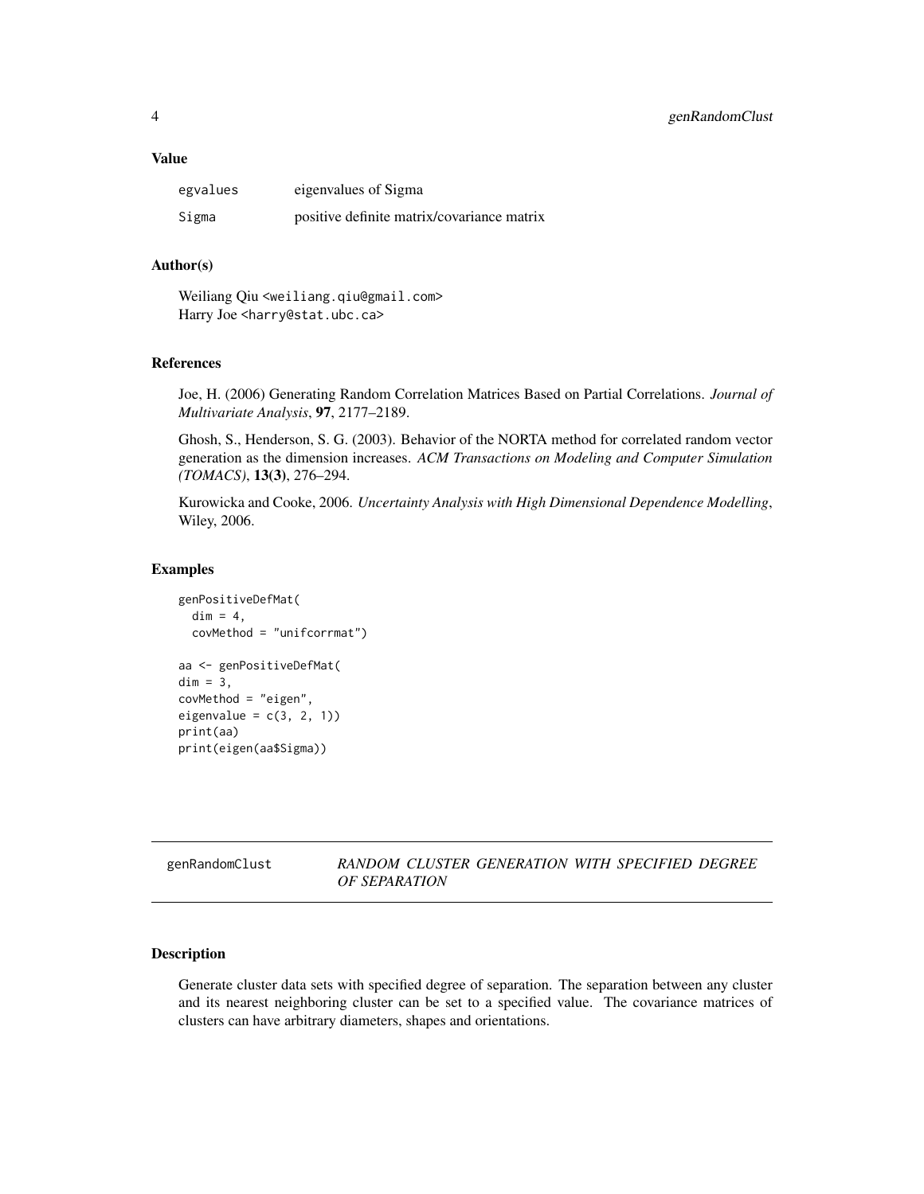### Value

| | |
|---|---|
| egvalues | eigenvalues of Sigma |
| Sigma | positive definite matrix/covariance matrix |

### Author(s)

Weiliang Qiu <weiliang.qiu@gmail.com>
Harry Joe <harry@stat.ubc.ca>

### References

Joe, H. (2006) Generating Random Correlation Matrices Based on Partial Correlations. *Journal of Multivariate Analysis*, **97**, 2177–2189.

Ghosh, S., Henderson, S. G. (2003). Behavior of the NORTA method for correlated random vector generation as the dimension increases. *ACM Transactions on Modeling and Computer Simulation (TOMACS)*, **13(3)**, 276–294.

Kurowicka and Cooke, 2006. *Uncertainty Analysis with High Dimensional Dependence Modelling*, Wiley, 2006.

### Examples

```
genPositiveDefMat(
  dim = 4,
  covMethod = "unifcorrmat")

aa <- genPositiveDefMat(
dim = 3,
covMethod = "eigen",
eigenvalue = c(3, 2, 1))
print(aa)
print(eigen(aa$Sigma))
```

---

## genRandomClust — *RANDOM CLUSTER GENERATION WITH SPECIFIED DEGREE OF SEPARATION*

---

### Description

Generate cluster data sets with specified degree of separation. The separation between any cluster and its nearest neighboring cluster can be set to a specified value. The covariance matrices of clusters can have arbitrary diameters, shapes and orientations.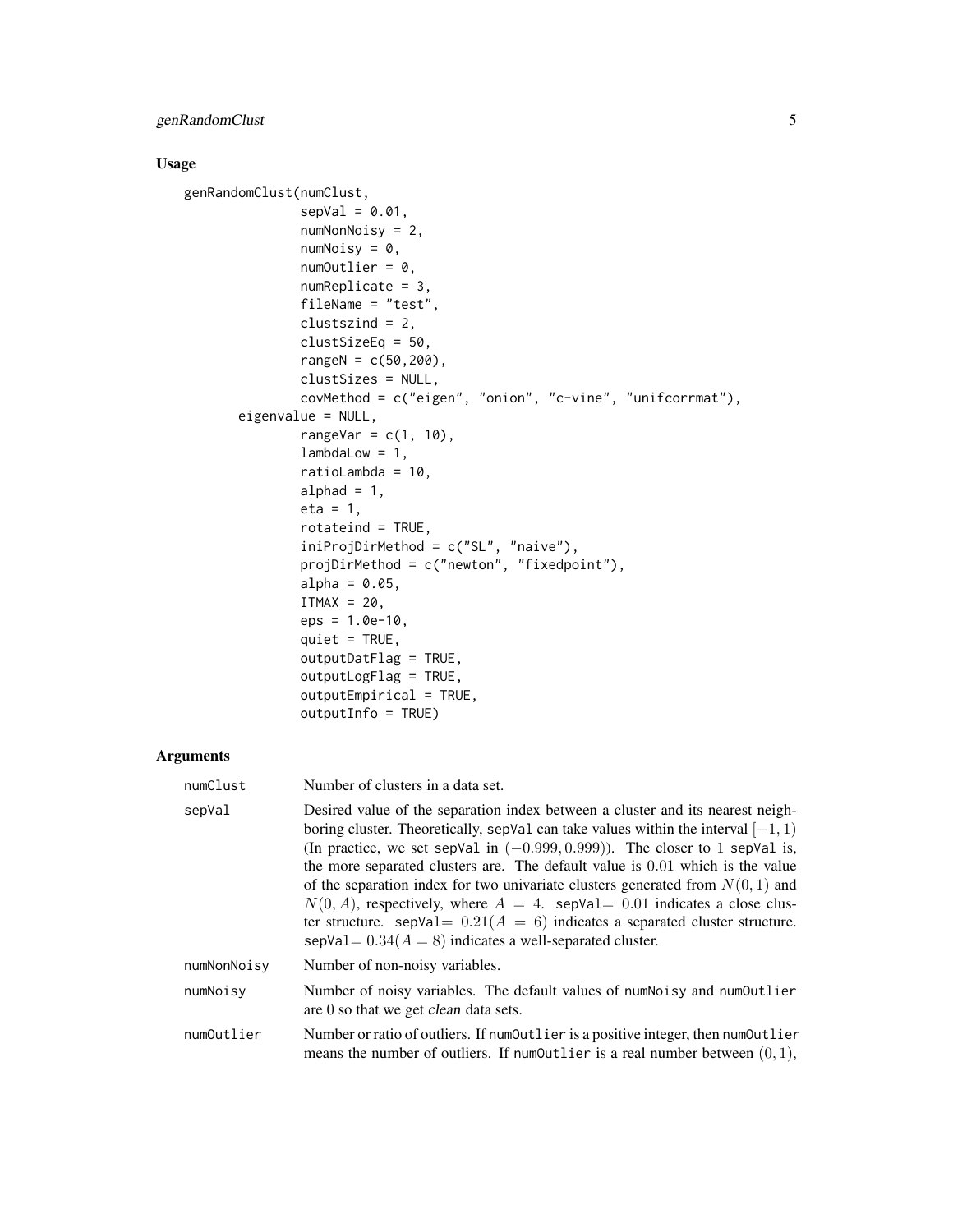## Usage

```
genRandomClust(numClust,
               sepVal = 0.01,
               numNonNoisy = 2,
               numNoisy = 0,
               numOutlier = 0,
               numReplicate = 3,
               fileName = "test",
               clustszind = 2,
               clustSizeEq = 50,
               rangeN = c(50,200),
               clustSizes = NULL,
               covMethod = c("eigen", "onion", "c-vine", "unifcorrmat"),
        eigenvalue = NULL,
               rangeVar = c(1, 10),
               lambdaLow = 1,
               ratioLambda = 10,
               alphad = 1,
               eta = 1,
               rotateind = TRUE,
               iniProjDirMethod = c("SL", "naive"),
               projDirMethod = c("newton", "fixedpoint"),
               alpha = 0.05,
               ITMAX = 20,
               eps = 1.0e-10,
               quiet = TRUE,
               outputDatFlag = TRUE,
               outputLogFlag = TRUE,
               outputEmpirical = TRUE,
               outputInfo = TRUE)
```

## Arguments

| | |
|---|---|
| `numClust` | Number of clusters in a data set. |
| `sepVal` | Desired value of the separation index between a cluster and its nearest neighboring cluster. Theoretically, `sepVal` can take values within the interval $[-1, 1)$ (In practice, we set `sepVal` in $(-0.999, 0.999)$). The closer to 1 `sepVal` is, the more separated clusters are. The default value is $0.01$ which is the value of the separation index for two univariate clusters generated from $N(0, 1)$ and $N(0, A)$, respectively, where $A = 4$. `sepVal`$= 0.01$ indicates a close cluster structure. `sepVal`$= 0.21 (A = 6)$ indicates a separated cluster structure. `sepVal`$= 0.34 (A = 8)$ indicates a well-separated cluster. |
| `numNonNoisy` | Number of non-noisy variables. |
| `numNoisy` | Number of noisy variables. The default values of `numNoisy` and `numOutlier` are 0 so that we get *clean* data sets. |
| `numOutlier` | Number or ratio of outliers. If `numOutlier` is a positive integer, then `numOutlier` means the number of outliers. If `numOutlier` is a real number between $(0, 1)$, |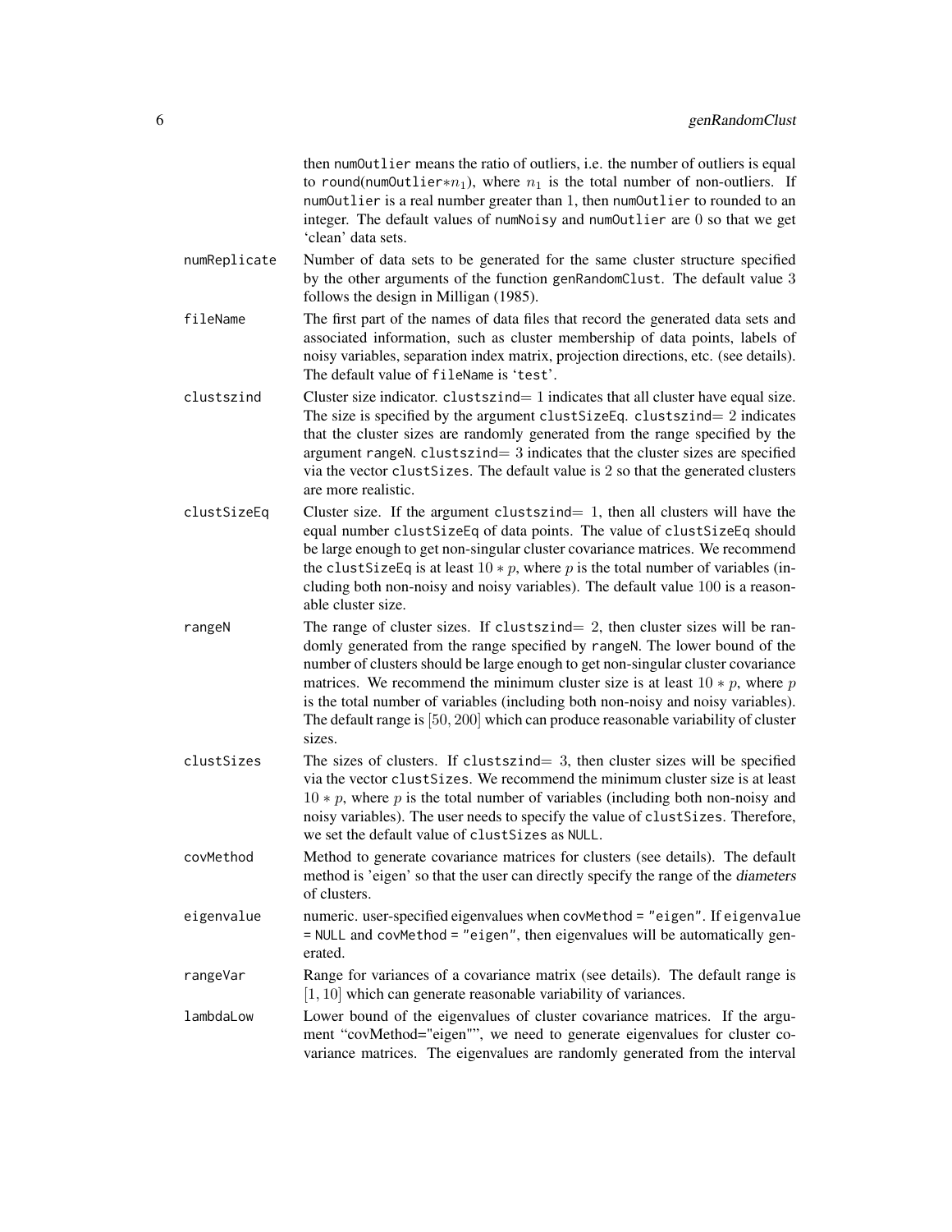then `numOutlier` means the ratio of outliers, i.e. the number of outliers is equal to round(`numOutlier`$*n_1$), where $n_1$ is the total number of non-outliers. If `numOutlier` is a real number greater than 1, then `numOutlier` to rounded to an integer. The default values of `numNoisy` and `numOutlier` are 0 so that we get 'clean' data sets.

`numReplicate`
: Number of data sets to be generated for the same cluster structure specified by the other arguments of the function `genRandomClust`. The default value 3 follows the design in Milligan (1985).

`fileName`
: The first part of the names of data files that record the generated data sets and associated information, such as cluster membership of data points, labels of noisy variables, separation index matrix, projection directions, etc. (see details). The default value of `fileName` is '`test`'.

`clustszind`
: Cluster size indicator. `clustszind`$= 1$ indicates that all cluster have equal size. The size is specified by the argument `clustSizeEq`. `clustszind`$= 2$ indicates that the cluster sizes are randomly generated from the range specified by the argument `rangeN`. `clustszind`$= 3$ indicates that the cluster sizes are specified via the vector `clustSizes`. The default value is 2 so that the generated clusters are more realistic.

`clustSizeEq`
: Cluster size. If the argument `clustszind`$= 1$, then all clusters will have the equal number `clustSizeEq` of data points. The value of `clustSizeEq` should be large enough to get non-singular cluster covariance matrices. We recommend the `clustSizeEq` is at least $10 * p$, where $p$ is the total number of variables (including both non-noisy and noisy variables). The default value 100 is a reasonable cluster size.

`rangeN`
: The range of cluster sizes. If `clustszind`$= 2$, then cluster sizes will be randomly generated from the range specified by `rangeN`. The lower bound of the number of clusters should be large enough to get non-singular cluster covariance matrices. We recommend the minimum cluster size is at least $10 * p$, where $p$ is the total number of variables (including both non-noisy and noisy variables). The default range is $[50, 200]$ which can produce reasonable variability of cluster sizes.

`clustSizes`
: The sizes of clusters. If `clustszind`$= 3$, then cluster sizes will be specified via the vector `clustSizes`. We recommend the minimum cluster size is at least $10 * p$, where $p$ is the total number of variables (including both non-noisy and noisy variables). The user needs to specify the value of `clustSizes`. Therefore, we set the default value of `clustSizes` as `NULL`.

`covMethod`
: Method to generate covariance matrices for clusters (see details). The default method is 'eigen' so that the user can directly specify the range of the *diameters* of clusters.

`eigenvalue`
: numeric. user-specified eigenvalues when `covMethod = "eigen"`. If `eigenvalue = NULL` and `covMethod = "eigen"`, then eigenvalues will be automatically generated.

`rangeVar`
: Range for variances of a covariance matrix (see details). The default range is $[1, 10]$ which can generate reasonable variability of variances.

`lambdaLow`
: Lower bound of the eigenvalues of cluster covariance matrices. If the argument "covMethod="eigen"", we need to generate eigenvalues for cluster covariance matrices. The eigenvalues are randomly generated from the interval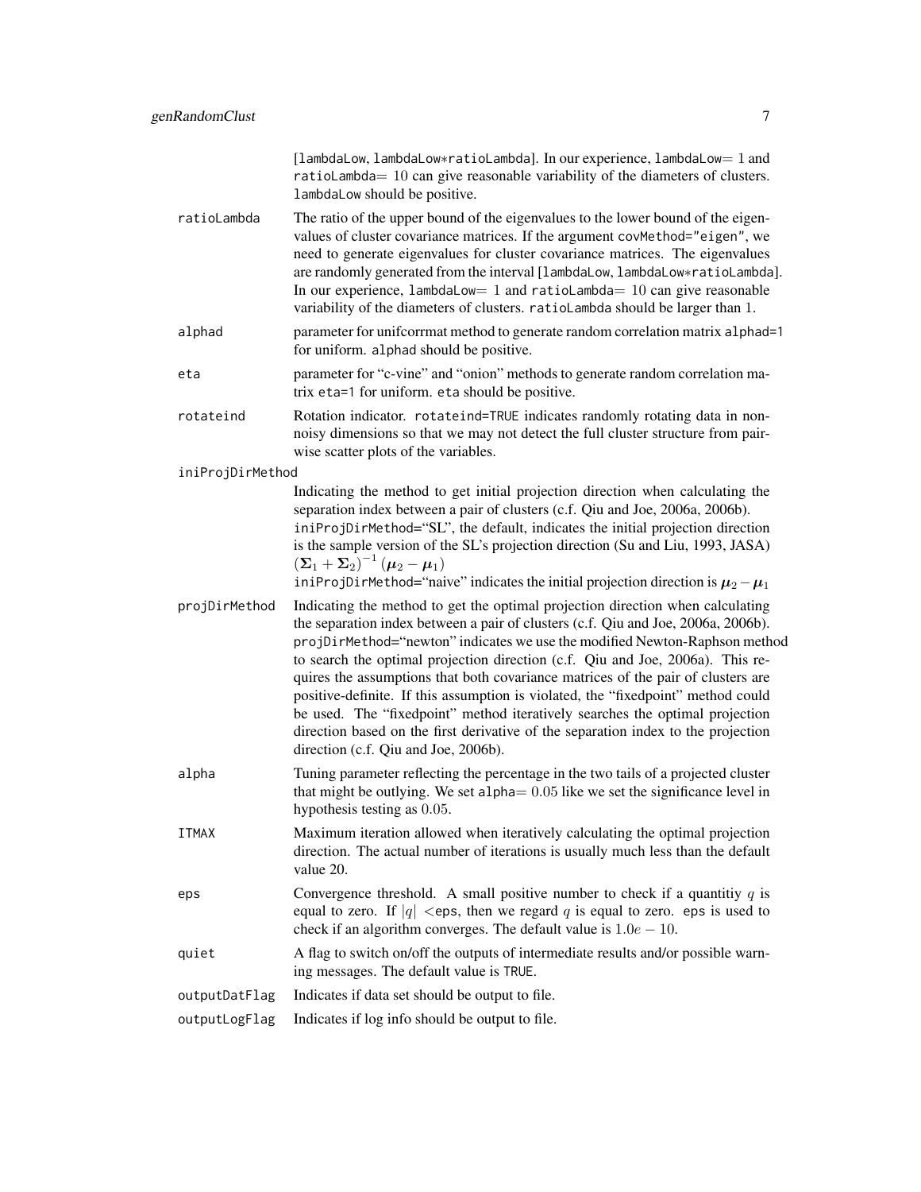[lambdaLow, lambdaLow*ratioLambda]. In our experience, lambdaLow$=1$ and ratioLambda$=10$ can give reasonable variability of the diameters of clusters. lambdaLow should be positive.

| | |
|---|---|
| ratioLambda | The ratio of the upper bound of the eigenvalues to the lower bound of the eigenvalues of cluster covariance matrices. If the argument covMethod="eigen", we need to generate eigenvalues for cluster covariance matrices. The eigenvalues are randomly generated from the interval [lambdaLow, lambdaLow*ratioLambda]. In our experience, lambdaLow$=1$ and ratioLambda$=10$ can give reasonable variability of the diameters of clusters. ratioLambda should be larger than $1$. |
| alphad | parameter for unifcorrmat method to generate random correlation matrix alphad=1 for uniform. alphad should be positive. |
| eta | parameter for "c-vine" and "onion" methods to generate random correlation matrix eta=1 for uniform. eta should be positive. |
| rotateind | Rotation indicator. rotateind=TRUE indicates randomly rotating data in non-noisy dimensions so that we may not detect the full cluster structure from pair-wise scatter plots of the variables. |
| iniProjDirMethod | Indicating the method to get initial projection direction when calculating the separation index between a pair of clusters (c.f. Qiu and Joe, 2006a, 2006b). iniProjDirMethod="SL", the default, indicates the initial projection direction is the sample version of the SL's projection direction (Su and Liu, 1993, JASA) $(\boldsymbol{\Sigma}_1+\boldsymbol{\Sigma}_2)^{-1}(\boldsymbol{\mu}_2-\boldsymbol{\mu}_1)$ iniProjDirMethod="naive" indicates the initial projection direction is $\boldsymbol{\mu}_2-\boldsymbol{\mu}_1$ |
| projDirMethod | Indicating the method to get the optimal projection direction when calculating the separation index between a pair of clusters (c.f. Qiu and Joe, 2006a, 2006b). projDirMethod="newton" indicates we use the modified Newton-Raphson method to search the optimal projection direction (c.f. Qiu and Joe, 2006a). This requires the assumptions that both covariance matrices of the pair of clusters are positive-definite. If this assumption is violated, the "fixedpoint" method could be used. The "fixedpoint" method iteratively searches the optimal projection direction based on the first derivative of the separation index to the projection direction (c.f. Qiu and Joe, 2006b). |
| alpha | Tuning parameter reflecting the percentage in the two tails of a projected cluster that might be outlying. We set alpha$=0.05$ like we set the significance level in hypothesis testing as $0.05$. |
| ITMAX | Maximum iteration allowed when iteratively calculating the optimal projection direction. The actual number of iterations is usually much less than the default value 20. |
| eps | Convergence threshold. A small positive number to check if a quantitiy $q$ is equal to zero. If $\|q\|$ <eps, then we regard $q$ is equal to zero. eps is used to check if an algorithm converges. The default value is $1.0e-10$. |
| quiet | A flag to switch on/off the outputs of intermediate results and/or possible warning messages. The default value is TRUE. |
| outputDatFlag | Indicates if data set should be output to file. |
| outputLogFlag | Indicates if log info should be output to file. |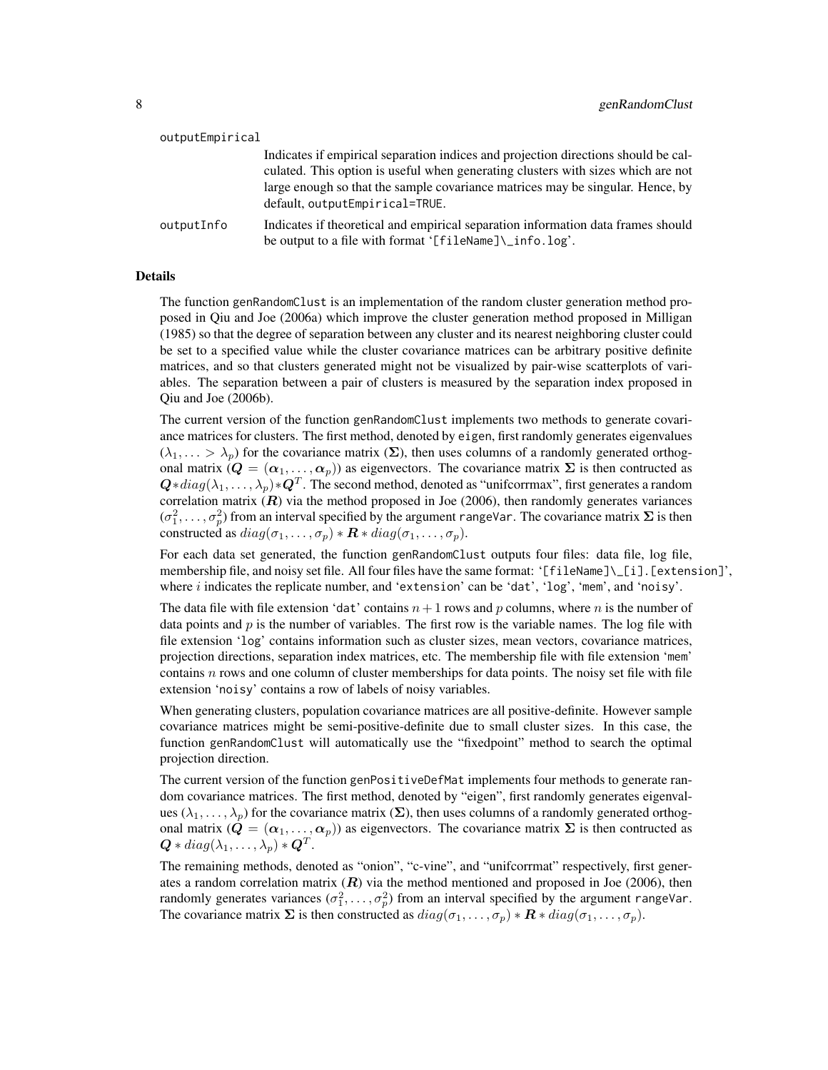outputEmpirical

Indicates if empirical separation indices and projection directions should be calculated. This option is useful when generating clusters with sizes which are not large enough so that the sample covariance matrices may be singular. Hence, by default, `outputEmpirical=TRUE`.

outputInfo

Indicates if theoretical and empirical separation information data frames should be output to a file with format '[fileName]\_info.log'.

## Details

The function genRandomClust is an implementation of the random cluster generation method proposed in Qiu and Joe (2006a) which improve the cluster generation method proposed in Milligan (1985) so that the degree of separation between any cluster and its nearest neighboring cluster could be set to a specified value while the cluster covariance matrices can be arbitrary positive definite matrices, and so that clusters generated might not be visualized by pair-wise scatterplots of variables. The separation between a pair of clusters is measured by the separation index proposed in Qiu and Joe (2006b).

The current version of the function genRandomClust implements two methods to generate covariance matrices for clusters. The first method, denoted by eigen, first randomly generates eigenvalues $(\lambda_1, \ldots > \lambda_p)$ for the covariance matrix $(\mathbf{\Sigma})$, then uses columns of a randomly generated orthogonal matrix $(\mathbf{Q} = (\boldsymbol{\alpha}_1, \ldots, \boldsymbol{\alpha}_p))$ as eigenvectors. The covariance matrix $\mathbf{\Sigma}$ is then contructed as $\mathbf{Q} * diag(\lambda_1, \ldots, \lambda_p) * \mathbf{Q}^T$. The second method, denoted as "unifcorrmax", first generates a random correlation matrix $(\mathbf{R})$ via the method proposed in Joe (2006), then randomly generates variances $(\sigma_1^2, \ldots, \sigma_p^2)$ from an interval specified by the argument rangeVar. The covariance matrix $\mathbf{\Sigma}$ is then constructed as $diag(\sigma_1, \ldots, \sigma_p) * \mathbf{R} * diag(\sigma_1, \ldots, \sigma_p)$.

For each data set generated, the function genRandomClust outputs four files: data file, log file, membership file, and noisy set file. All four files have the same format: '[fileName]\_[i].[extension]', where $i$ indicates the replicate number, and 'extension' can be 'dat', 'log', 'mem', and 'noisy'.

The data file with file extension 'dat' contains $n + 1$ rows and $p$ columns, where $n$ is the number of data points and $p$ is the number of variables. The first row is the variable names. The log file with file extension 'log' contains information such as cluster sizes, mean vectors, covariance matrices, projection directions, separation index matrices, etc. The membership file with file extension 'mem' contains $n$ rows and one column of cluster memberships for data points. The noisy set file with file extension 'noisy' contains a row of labels of noisy variables.

When generating clusters, population covariance matrices are all positive-definite. However sample covariance matrices might be semi-positive-definite due to small cluster sizes. In this case, the function genRandomClust will automatically use the "fixedpoint" method to search the optimal projection direction.

The current version of the function genPositiveDefMat implements four methods to generate random covariance matrices. The first method, denoted by "eigen", first randomly generates eigenvalues $(\lambda_1, \ldots, \lambda_p)$ for the covariance matrix $(\mathbf{\Sigma})$, then uses columns of a randomly generated orthogonal matrix $(\mathbf{Q} = (\boldsymbol{\alpha}_1, \ldots, \boldsymbol{\alpha}_p))$ as eigenvectors. The covariance matrix $\mathbf{\Sigma}$ is then contructed as $\mathbf{Q} * diag(\lambda_1, \ldots, \lambda_p) * \mathbf{Q}^T$.

The remaining methods, denoted as "onion", "c-vine", and "unifcorrmat" respectively, first generates a random correlation matrix $(\mathbf{R})$ via the method mentioned and proposed in Joe (2006), then randomly generates variances $(\sigma_1^2, \ldots, \sigma_p^2)$ from an interval specified by the argument rangeVar. The covariance matrix $\mathbf{\Sigma}$ is then constructed as $diag(\sigma_1, \ldots, \sigma_p) * \mathbf{R} * diag(\sigma_1, \ldots, \sigma_p)$.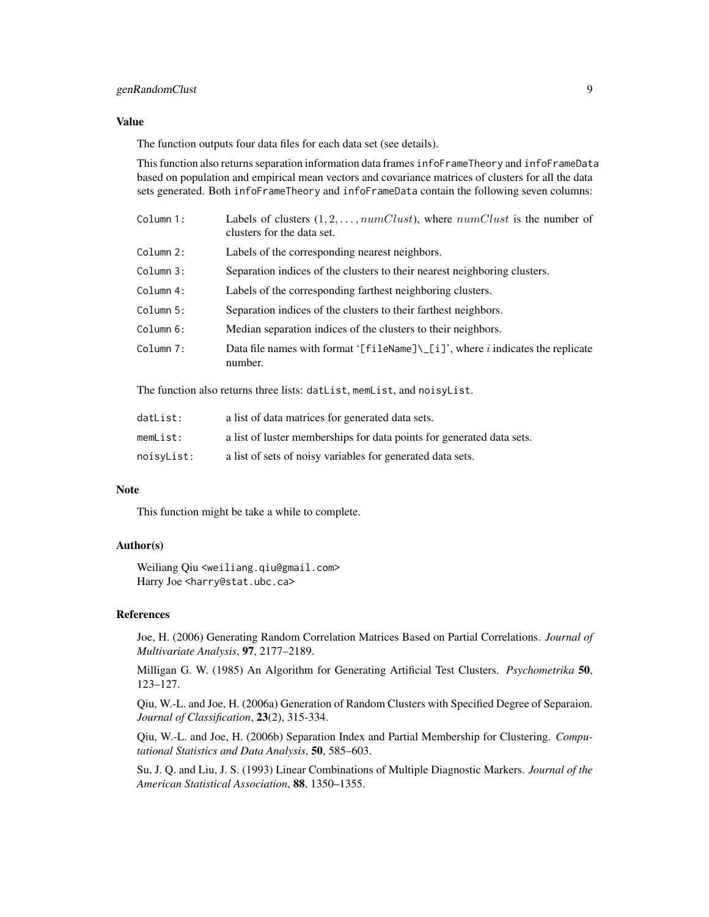### Value

The function outputs four data files for each data set (see details).

This function also returns separation information data frames `infoFrameTheory` and `infoFrameData` based on population and empirical mean vectors and covariance matrices of clusters for all the data sets generated. Both `infoFrameTheory` and `infoFrameData` contain the following seven columns:

| | |
|---|---|
| Column 1: | Labels of clusters $(1, 2, \ldots, numClust)$, where $numClust$ is the number of clusters for the data set. |
| Column 2: | Labels of the corresponding nearest neighbors. |
| Column 3: | Separation indices of the clusters to their nearest neighboring clusters. |
| Column 4: | Labels of the corresponding farthest neighboring clusters. |
| Column 5: | Separation indices of the clusters to their farthest neighbors. |
| Column 6: | Median separation indices of the clusters to their neighbors. |
| Column 7: | Data file names with format '[fileName]\_[i]', where $i$ indicates the replicate number. |

The function also returns three lists: `datList`, `memList`, and `noisyList`.

| | |
|---|---|
| datList: | a list of data matrices for generated data sets. |
| memList: | a list of luster memberships for data points for generated data sets. |
| noisyList: | a list of sets of noisy variables for generated data sets. |

### Note

This function might be take a while to complete.

### Author(s)

Weiliang Qiu <weiliang.qiu@gmail.com>
Harry Joe <harry@stat.ubc.ca>

### References

Joe, H. (2006) Generating Random Correlation Matrices Based on Partial Correlations. *Journal of Multivariate Analysis*, **97**, 2177–2189.

Milligan G. W. (1985) An Algorithm for Generating Artificial Test Clusters. *Psychometrika* **50**, 123–127.

Qiu, W.-L. and Joe, H. (2006a) Generation of Random Clusters with Specified Degree of Separaion. *Journal of Classification*, **23**(2), 315-334.

Qiu, W.-L. and Joe, H. (2006b) Separation Index and Partial Membership for Clustering. *Computational Statistics and Data Analysis*, **50**, 585–603.

Su, J. Q. and Liu, J. S. (1993) Linear Combinations of Multiple Diagnostic Markers. *Journal of the American Statistical Association*, **88**, 1350–1355.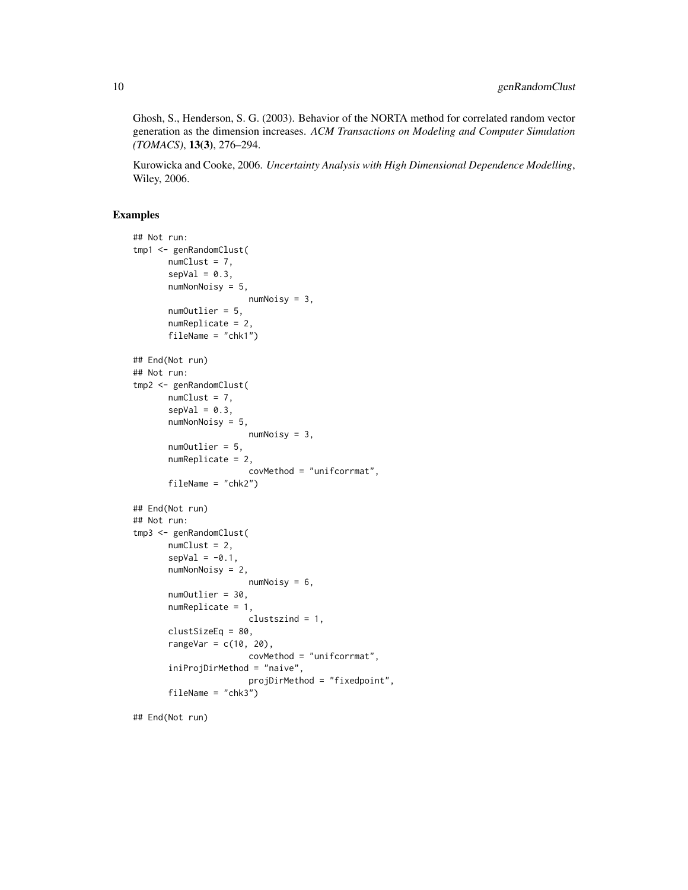Ghosh, S., Henderson, S. G. (2003). Behavior of the NORTA method for correlated random vector generation as the dimension increases. *ACM Transactions on Modeling and Computer Simulation (TOMACS)*, **13(3)**, 276–294.

Kurowicka and Cooke, 2006. *Uncertainty Analysis with High Dimensional Dependence Modelling*, Wiley, 2006.

### Examples

```
## Not run:
tmp1 <- genRandomClust(
       numClust = 7,
       sepVal = 0.3,
       numNonNoisy = 5,
                      numNoisy = 3,
       numOutlier = 5,
       numReplicate = 2,
       fileName = "chk1")

## End(Not run)
## Not run:
tmp2 <- genRandomClust(
       numClust = 7,
       sepVal = 0.3,
       numNonNoisy = 5,
                      numNoisy = 3,
       numOutlier = 5,
       numReplicate = 2,
                      covMethod = "unifcorrmat",
       fileName = "chk2")

## End(Not run)
## Not run:
tmp3 <- genRandomClust(
       numClust = 2,
       sepVal = -0.1,
       numNonNoisy = 2,
                      numNoisy = 6,
       numOutlier = 30,
       numReplicate = 1,
                      clustszind = 1,
       clustSizeEq = 80,
       rangeVar = c(10, 20),
                      covMethod = "unifcorrmat",
       iniProjDirMethod = "naive",
                      projDirMethod = "fixedpoint",
       fileName = "chk3")

## End(Not run)
```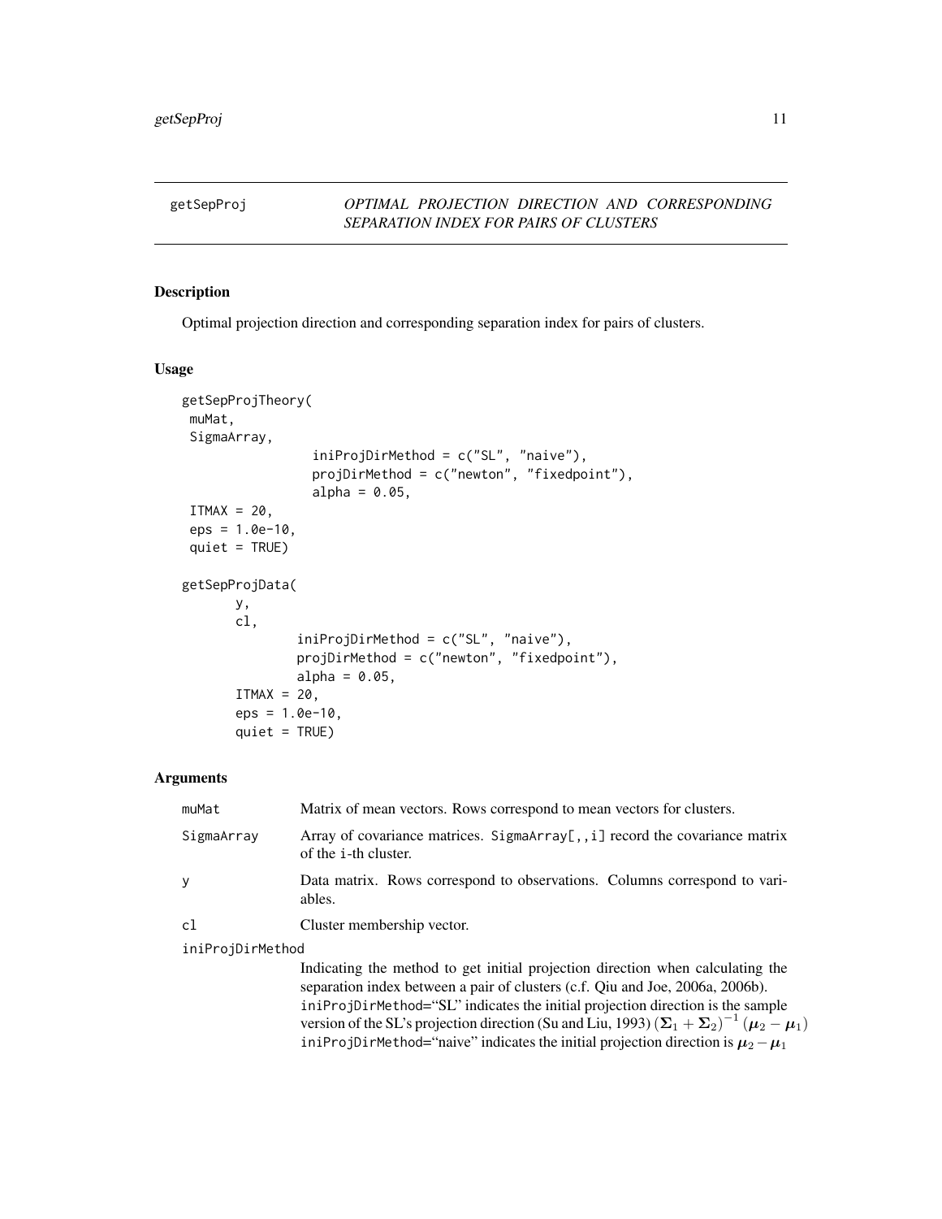getSepProj *OPTIMAL PROJECTION DIRECTION AND CORRESPONDING SEPARATION INDEX FOR PAIRS OF CLUSTERS*

## Description

Optimal projection direction and corresponding separation index for pairs of clusters.

## Usage

```
getSepProjTheory(
 muMat,
 SigmaArray,
                 iniProjDirMethod = c("SL", "naive"),
                 projDirMethod = c("newton", "fixedpoint"),
                 alpha = 0.05,
 ITMAX = 20,
 eps = 1.0e-10,
 quiet = TRUE)

getSepProjData(
       y,
       cl,
               iniProjDirMethod = c("SL", "naive"),
               projDirMethod = c("newton", "fixedpoint"),
               alpha = 0.05,
       ITMAX = 20,
       eps = 1.0e-10,
       quiet = TRUE)
```

## Arguments

muMat
: Matrix of mean vectors. Rows correspond to mean vectors for clusters.

SigmaArray
: Array of covariance matrices. SigmaArray[,,i] record the covariance matrix of the i-th cluster.

y
: Data matrix. Rows correspond to observations. Columns correspond to variables.

cl
: Cluster membership vector.

iniProjDirMethod
: Indicating the method to get initial projection direction when calculating the separation index between a pair of clusters (c.f. Qiu and Joe, 2006a, 2006b). iniProjDirMethod="SL" indicates the initial projection direction is the sample version of the SL's projection direction (Su and Liu, 1993) $(\boldsymbol{\Sigma}_1 + \boldsymbol{\Sigma}_2)^{-1}(\boldsymbol{\mu}_2 - \boldsymbol{\mu}_1)$ iniProjDirMethod="naive" indicates the initial projection direction is $\boldsymbol{\mu}_2 - \boldsymbol{\mu}_1$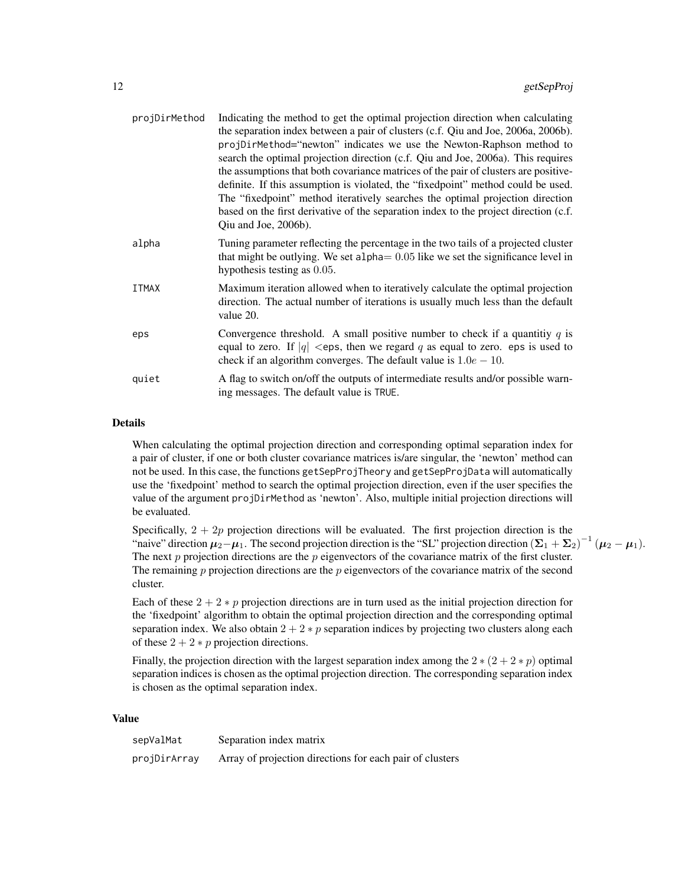| | |
|---|---|
| projDirMethod | Indicating the method to get the optimal projection direction when calculating the separation index between a pair of clusters (c.f. Qiu and Joe, 2006a, 2006b). projDirMethod="newton" indicates we use the Newton-Raphson method to search the optimal projection direction (c.f. Qiu and Joe, 2006a). This requires the assumptions that both covariance matrices of the pair of clusters are positive-definite. If this assumption is violated, the "fixedpoint" method could be used. The "fixedpoint" method iteratively searches the optimal projection direction based on the first derivative of the separation index to the project direction (c.f. Qiu and Joe, 2006b). |
| alpha | Tuning parameter reflecting the percentage in the two tails of a projected cluster that might be outlying. We set alpha= $0.05$ like we set the significance level in hypothesis testing as $0.05$. |
| ITMAX | Maximum iteration allowed when to iteratively calculate the optimal projection direction. The actual number of iterations is usually much less than the default value 20. |
| eps | Convergence threshold. A small positive number to check if a quantitiy $q$ is equal to zero. If $\|q\|$ <eps, then we regard $q$ as equal to zero. eps is used to check if an algorithm converges. The default value is $1.0e-10$. |
| quiet | A flag to switch on/off the outputs of intermediate results and/or possible warning messages. The default value is TRUE. |

## Details

When calculating the optimal projection direction and corresponding optimal separation index for a pair of cluster, if one or both cluster covariance matrices is/are singular, the 'newton' method can not be used. In this case, the functions getSepProjTheory and getSepProjData will automatically use the 'fixedpoint' method to search the optimal projection direction, even if the user specifies the value of the argument projDirMethod as 'newton'. Also, multiple initial projection directions will be evaluated.

Specifically, $2+2p$ projection directions will be evaluated. The first projection direction is the "naive" direction $\boldsymbol{\mu}_2-\boldsymbol{\mu}_1$. The second projection direction is the "SL" projection direction $(\boldsymbol{\Sigma}_1+\boldsymbol{\Sigma}_2)^{-1}(\boldsymbol{\mu}_2-\boldsymbol{\mu}_1)$. The next $p$ projection directions are the $p$ eigenvectors of the covariance matrix of the first cluster. The remaining $p$ projection directions are the $p$ eigenvectors of the covariance matrix of the second cluster.

Each of these $2+2*p$ projection directions are in turn used as the initial projection direction for the 'fixedpoint' algorithm to obtain the optimal projection direction and the corresponding optimal separation index. We also obtain $2+2*p$ separation indices by projecting two clusters along each of these $2+2*p$ projection directions.

Finally, the projection direction with the largest separation index among the $2*(2+2*p)$ optimal separation indices is chosen as the optimal projection direction. The corresponding separation index is chosen as the optimal separation index.

## Value

| | |
|---|---|
| sepValMat | Separation index matrix |
| projDirArray | Array of projection directions for each pair of clusters |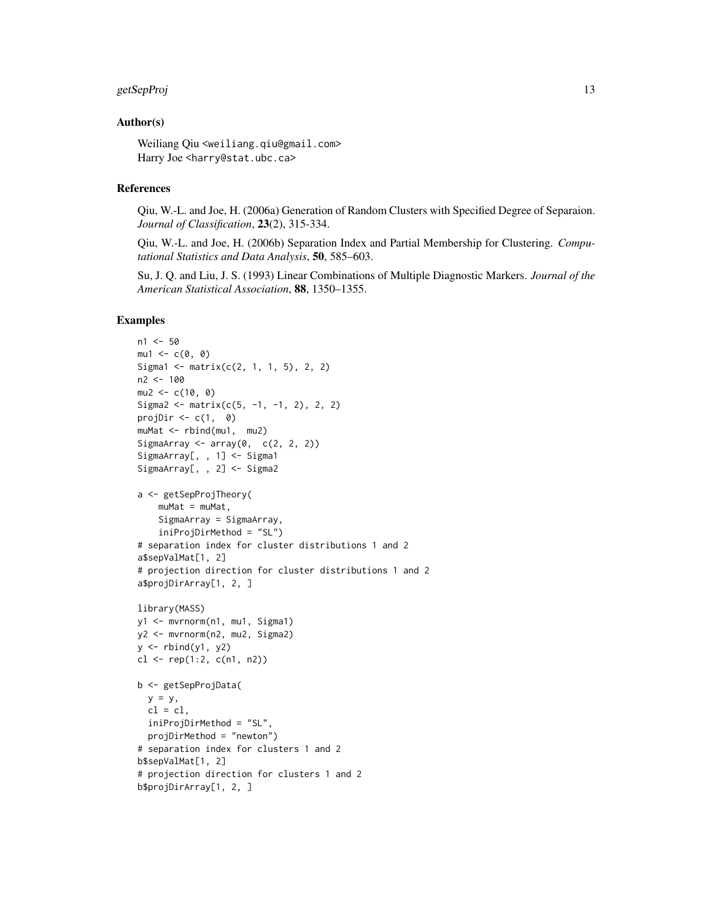## Author(s)

Weiliang Qiu <weiliang.qiu@gmail.com>
Harry Joe <harry@stat.ubc.ca>

## References

Qiu, W.-L. and Joe, H. (2006a) Generation of Random Clusters with Specified Degree of Separaion. *Journal of Classification*, **23**(2), 315-334.

Qiu, W.-L. and Joe, H. (2006b) Separation Index and Partial Membership for Clustering. *Computational Statistics and Data Analysis*, **50**, 585–603.

Su, J. Q. and Liu, J. S. (1993) Linear Combinations of Multiple Diagnostic Markers. *Journal of the American Statistical Association*, **88**, 1350–1355.

## Examples

```
n1 <- 50
mu1 <- c(0, 0)
Sigma1 <- matrix(c(2, 1, 1, 5), 2, 2)
n2 <- 100
mu2 <- c(10, 0)
Sigma2 <- matrix(c(5, -1, -1, 2), 2, 2)
projDir <- c(1,  0)
muMat <- rbind(mu1,  mu2)
SigmaArray <- array(0,  c(2, 2, 2))
SigmaArray[, , 1] <- Sigma1
SigmaArray[, , 2] <- Sigma2

a <- getSepProjTheory(
    muMat = muMat,
    SigmaArray = SigmaArray,
    iniProjDirMethod = "SL")
# separation index for cluster distributions 1 and 2
a$sepValMat[1, 2]
# projection direction for cluster distributions 1 and 2
a$projDirArray[1, 2, ]

library(MASS)
y1 <- mvrnorm(n1, mu1, Sigma1)
y2 <- mvrnorm(n2, mu2, Sigma2)
y <- rbind(y1, y2)
cl <- rep(1:2, c(n1, n2))

b <- getSepProjData(
  y = y,
  cl = cl,
  iniProjDirMethod = "SL",
  projDirMethod = "newton")
# separation index for clusters 1 and 2
b$sepValMat[1, 2]
# projection direction for clusters 1 and 2
b$projDirArray[1, 2, ]
```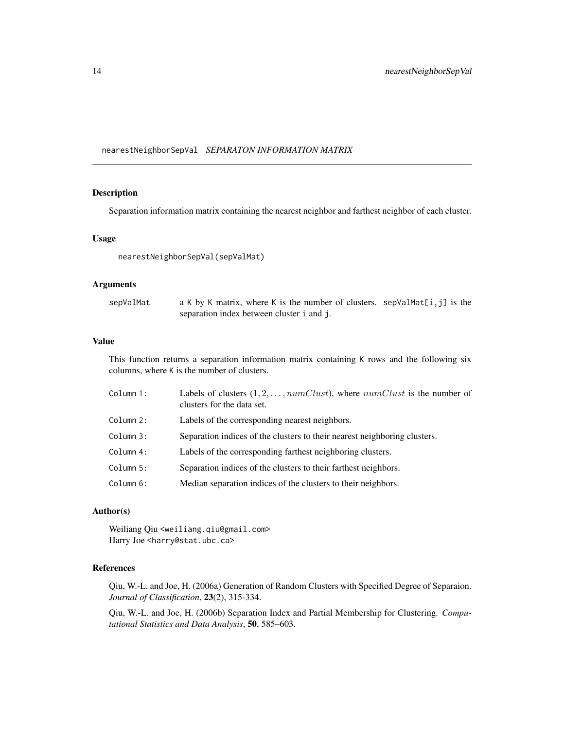## nearestNeighborSepVal *SEPARATON INFORMATION MATRIX*

### Description

Separation information matrix containing the nearest neighbor and farthest neighbor of each cluster.

### Usage

```
nearestNeighborSepVal(sepValMat)
```

### Arguments

| | |
|---|---|
| sepValMat | a K by K matrix, where K is the number of clusters. sepValMat[i,j] is the separation index between cluster i and j. |

### Value

This function returns a separation information matrix containing K rows and the following six columns, where K is the number of clusters.

| | |
|---|---|
| Column 1: | Labels of clusters $(1, 2, \ldots, numClust)$, where $numClust$ is the number of clusters for the data set. |
| Column 2: | Labels of the corresponding nearest neighbors. |
| Column 3: | Separation indices of the clusters to their nearest neighboring clusters. |
| Column 4: | Labels of the corresponding farthest neighboring clusters. |
| Column 5: | Separation indices of the clusters to their farthest neighbors. |
| Column 6: | Median separation indices of the clusters to their neighbors. |

### Author(s)

Weiliang Qiu <weiliang.qiu@gmail.com>
Harry Joe <harry@stat.ubc.ca>

### References

Qiu, W.-L. and Joe, H. (2006a) Generation of Random Clusters with Specified Degree of Separaion. *Journal of Classification*, **23**(2), 315-334.

Qiu, W.-L. and Joe, H. (2006b) Separation Index and Partial Membership for Clustering. *Computational Statistics and Data Analysis*, **50**, 585–603.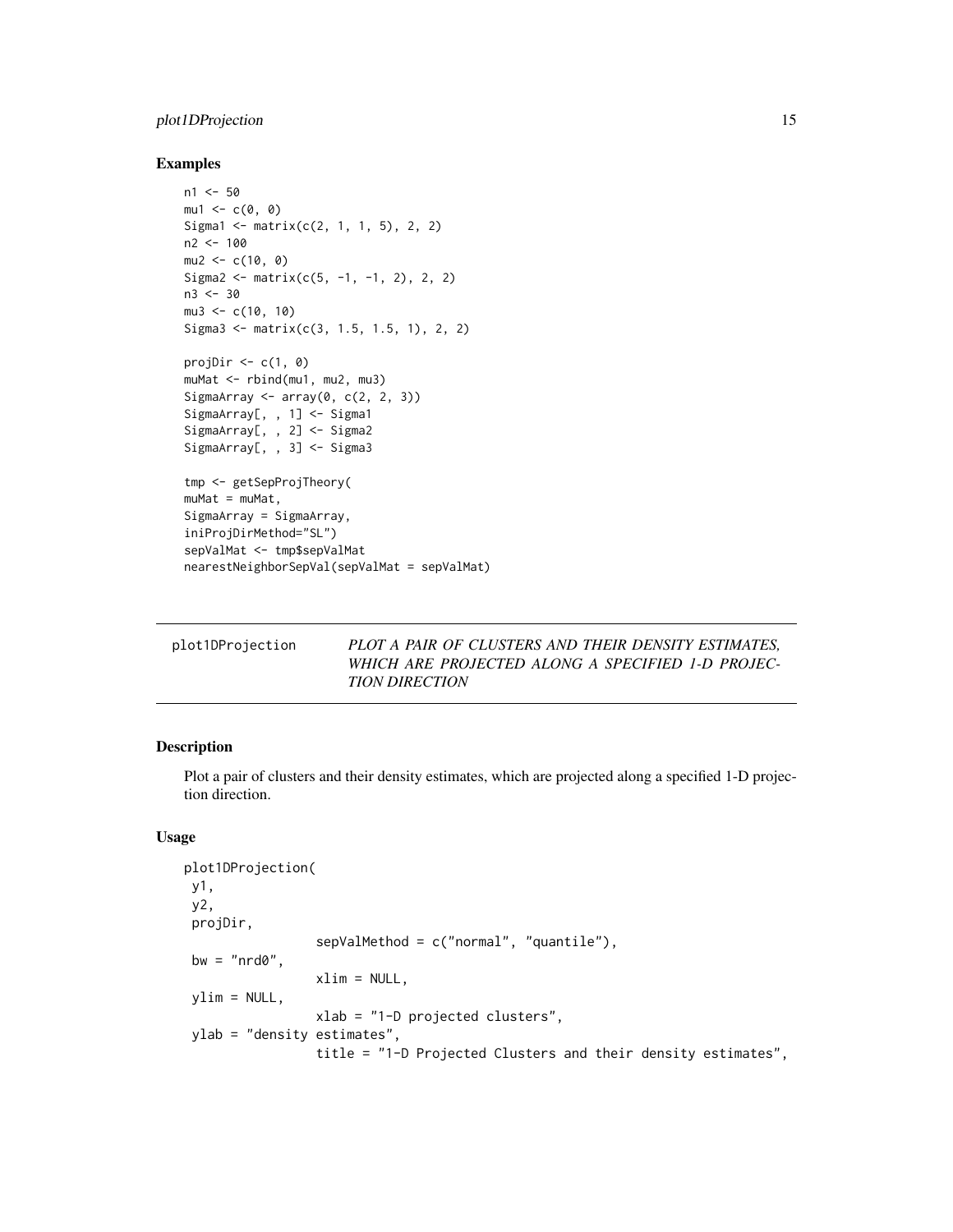## Examples

```
n1 <- 50
mu1 <- c(0, 0)
Sigma1 <- matrix(c(2, 1, 1, 5), 2, 2)
n2 <- 100
mu2 <- c(10, 0)
Sigma2 <- matrix(c(5, -1, -1, 2), 2, 2)
n3 <- 30
mu3 <- c(10, 10)
Sigma3 <- matrix(c(3, 1.5, 1.5, 1), 2, 2)

projDir <- c(1, 0)
muMat <- rbind(mu1, mu2, mu3)
SigmaArray <- array(0, c(2, 2, 3))
SigmaArray[, , 1] <- Sigma1
SigmaArray[, , 2] <- Sigma2
SigmaArray[, , 3] <- Sigma3

tmp <- getSepProjTheory(
muMat = muMat,
SigmaArray = SigmaArray,
iniProjDirMethod="SL")
sepValMat <- tmp$sepValMat
nearestNeighborSepVal(sepValMat = sepValMat)
```

---

`plot1DProjection` *PLOT A PAIR OF CLUSTERS AND THEIR DENSITY ESTIMATES, WHICH ARE PROJECTED ALONG A SPECIFIED 1-D PROJECTION DIRECTION*

---

## Description

Plot a pair of clusters and their density estimates, which are projected along a specified 1-D projection direction.

## Usage

```
plot1DProjection(
 y1,
 y2,
 projDir,
                 sepValMethod = c("normal", "quantile"),
 bw = "nrd0",
                 xlim = NULL,
 ylim = NULL,
                 xlab = "1-D projected clusters",
 ylab = "density estimates",
                 title = "1-D Projected Clusters and their density estimates",
```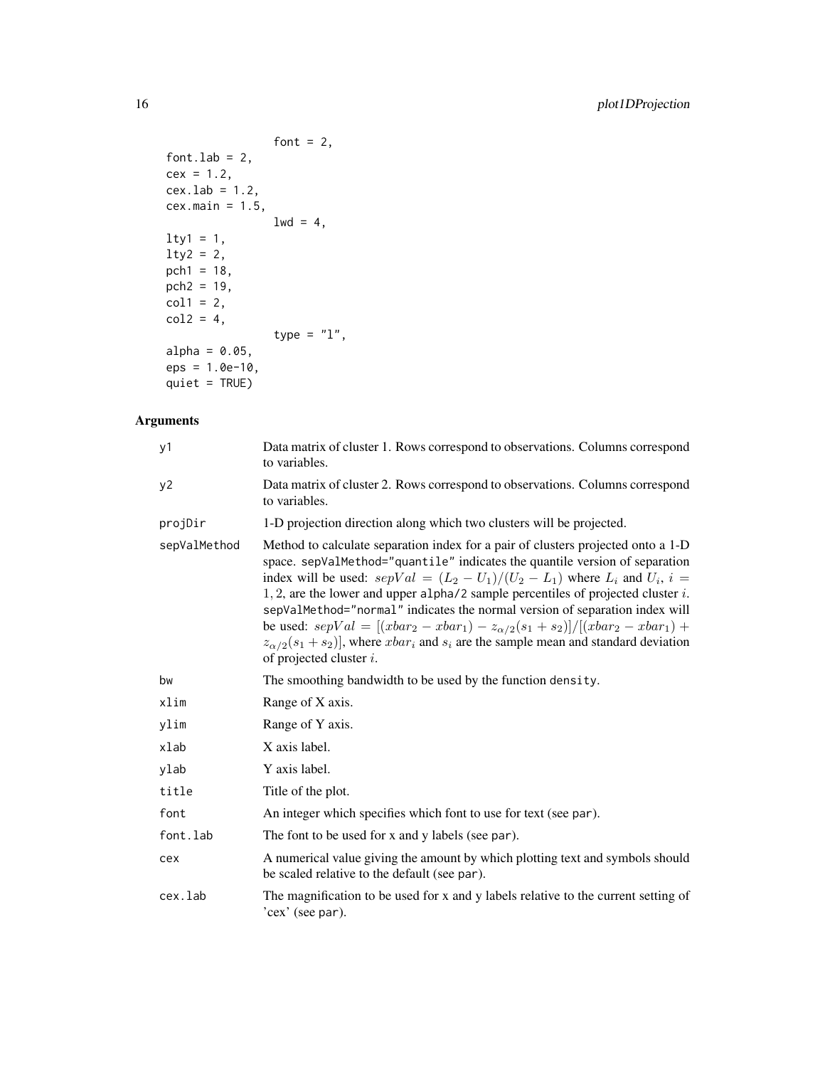```
                font = 2,
font.lab = 2,
cex = 1.2,
cex.lab = 1.2,
cex.main = 1.5,
                lwd = 4,
lty1 = 1,
lty2 = 2,
pch1 = 18,
pch2 = 19,
col1 = 2,
col2 = 4,
                type = "l",
alpha = 0.05,
eps = 1.0e-10,
quiet = TRUE)
```

## Arguments

| | |
|---|---|
| y1 | Data matrix of cluster 1. Rows correspond to observations. Columns correspond to variables. |
| y2 | Data matrix of cluster 2. Rows correspond to observations. Columns correspond to variables. |
| projDir | 1-D projection direction along which two clusters will be projected. |
| sepValMethod | Method to calculate separation index for a pair of clusters projected onto a 1-D space. sepValMethod="quantile" indicates the quantile version of separation index will be used: $sepVal = (L_2 - U_1)/(U_2 - L_1)$ where $L_i$ and $U_i$, $i = 1, 2$, are the lower and upper alpha/2 sample percentiles of projected cluster $i$. sepValMethod="normal" indicates the normal version of separation index will be used: $sepVal = [(xbar_2 - xbar_1) - z_{\alpha/2}(s_1 + s_2)]/[(xbar_2 - xbar_1) + z_{\alpha/2}(s_1 + s_2)]$, where $xbar_i$ and $s_i$ are the sample mean and standard deviation of projected cluster $i$. |
| bw | The smoothing bandwidth to be used by the function density. |
| xlim | Range of X axis. |
| ylim | Range of Y axis. |
| xlab | X axis label. |
| ylab | Y axis label. |
| title | Title of the plot. |
| font | An integer which specifies which font to use for text (see par). |
| font.lab | The font to be used for x and y labels (see par). |
| cex | A numerical value giving the amount by which plotting text and symbols should be scaled relative to the default (see par). |
| cex.lab | The magnification to be used for x and y labels relative to the current setting of 'cex' (see par). |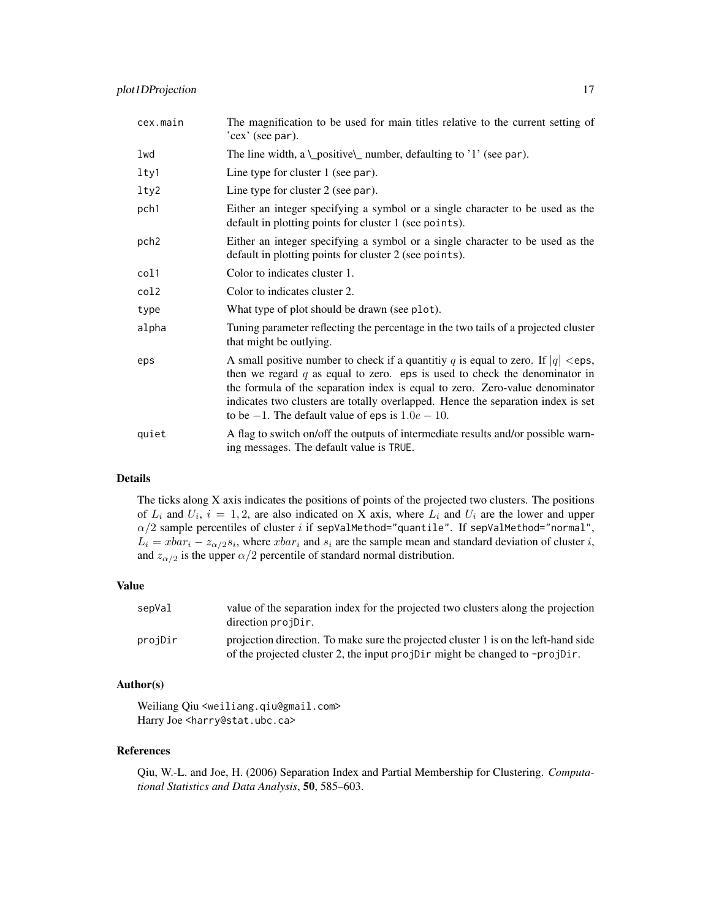| | |
|---|---|
| cex.main | The magnification to be used for main titles relative to the current setting of 'cex' (see par). |
| lwd | The line width, a \_positive\_ number, defaulting to '1' (see par). |
| lty1 | Line type for cluster 1 (see par). |
| lty2 | Line type for cluster 2 (see par). |
| pch1 | Either an integer specifying a symbol or a single character to be used as the default in plotting points for cluster 1 (see points). |
| pch2 | Either an integer specifying a symbol or a single character to be used as the default in plotting points for cluster 2 (see points). |
| col1 | Color to indicates cluster 1. |
| col2 | Color to indicates cluster 2. |
| type | What type of plot should be drawn (see plot). |
| alpha | Tuning parameter reflecting the percentage in the two tails of a projected cluster that might be outlying. |
| eps | A small positive number to check if a quantitiy $q$ is equal to zero. If $\vert q\vert <$eps, then we regard $q$ as equal to zero. eps is used to check the denominator in the formula of the separation index is equal to zero. Zero-value denominator indicates two clusters are totally overlapped. Hence the separation index is set to be $-1$. The default value of eps is $1.0e-10$. |
| quiet | A flag to switch on/off the outputs of intermediate results and/or possible warning messages. The default value is TRUE. |

## Details

The ticks along X axis indicates the positions of points of the projected two clusters. The positions of $L_i$ and $U_i$, $i = 1, 2$, are also indicated on X axis, where $L_i$ and $U_i$ are the lower and upper $\alpha/2$ sample percentiles of cluster $i$ if sepValMethod="quantile". If sepValMethod="normal", $L_i = xbar_i - z_{\alpha/2}s_i$, where $xbar_i$ and $s_i$ are the sample mean and standard deviation of cluster $i$, and $z_{\alpha/2}$ is the upper $\alpha/2$ percentile of standard normal distribution.

## Value

| | |
|---|---|
| sepVal | value of the separation index for the projected two clusters along the projection direction projDir. |
| projDir | projection direction. To make sure the projected cluster 1 is on the left-hand side of the projected cluster 2, the input projDir might be changed to -projDir. |

## Author(s)

Weiliang Qiu <weiliang.qiu@gmail.com>
Harry Joe <harry@stat.ubc.ca>

## References

Qiu, W.-L. and Joe, H. (2006) Separation Index and Partial Membership for Clustering. *Computational Statistics and Data Analysis*, **50**, 585–603.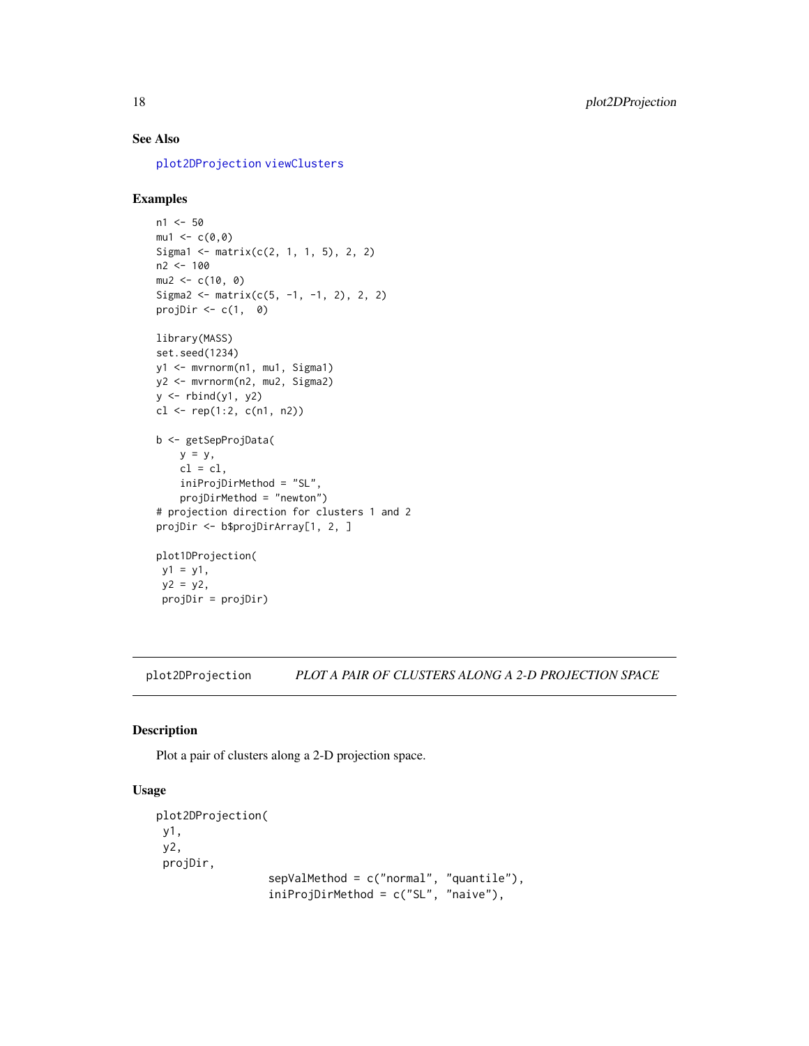### See Also

plot2DProjection viewClusters

### Examples

```
n1 <- 50
mu1 <- c(0,0)
Sigma1 <- matrix(c(2, 1, 1, 5), 2, 2)
n2 <- 100
mu2 <- c(10, 0)
Sigma2 <- matrix(c(5, -1, -1, 2), 2, 2)
projDir <- c(1,  0)

library(MASS)
set.seed(1234)
y1 <- mvrnorm(n1, mu1, Sigma1)
y2 <- mvrnorm(n2, mu2, Sigma2)
y <- rbind(y1, y2)
cl <- rep(1:2, c(n1, n2))

b <- getSepProjData(
    y = y,
    cl = cl,
    iniProjDirMethod = "SL",
    projDirMethod = "newton")
# projection direction for clusters 1 and 2
projDir <- b$projDirArray[1, 2, ]

plot1DProjection(
 y1 = y1,
 y2 = y2,
 projDir = projDir)
```

---

## plot2DProjection — *PLOT A PAIR OF CLUSTERS ALONG A 2-D PROJECTION SPACE*

### Description

Plot a pair of clusters along a 2-D projection space.

### Usage

```
plot2DProjection(
 y1,
 y2,
 projDir,
                  sepValMethod = c("normal", "quantile"),
                  iniProjDirMethod = c("SL", "naive"),
```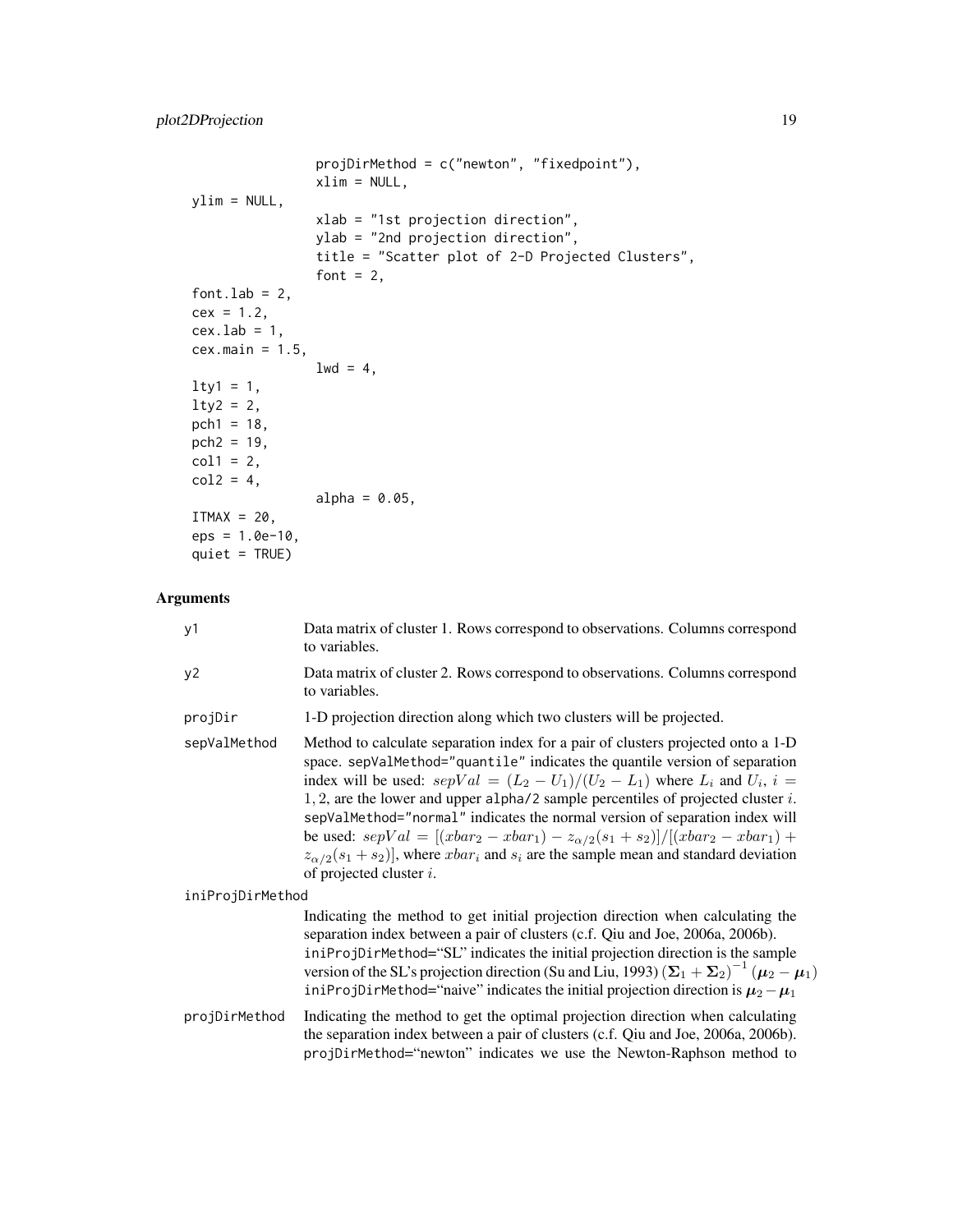```
                projDirMethod = c("newton", "fixedpoint"),
                xlim = NULL,
ylim = NULL,
                xlab = "1st projection direction",
                ylab = "2nd projection direction",
                title = "Scatter plot of 2-D Projected Clusters",
                font = 2,
font.lab = 2,
cex = 1.2,
cex.lab = 1,
cex.main = 1.5,
                lwd = 4,
lty1 = 1,
lty2 = 2,
pch1 = 18,
pch2 = 19,
col1 = 2,
col2 = 4,
                alpha = 0.05,
ITMAX = 20,
eps = 1.0e-10,
quiet = TRUE)
```

## Arguments

**y1** Data matrix of cluster 1. Rows correspond to observations. Columns correspond to variables.

**y2** Data matrix of cluster 2. Rows correspond to observations. Columns correspond to variables.

**projDir** 1-D projection direction along which two clusters will be projected.

**sepValMethod** Method to calculate separation index for a pair of clusters projected onto a 1-D space. `sepValMethod="quantile"` indicates the quantile version of separation index will be used: $sepVal = (L_2 - U_1)/(U_2 - L_1)$ where $L_i$ and $U_i$, $i = 1, 2$, are the lower and upper `alpha/2` sample percentiles of projected cluster $i$. `sepValMethod="normal"` indicates the normal version of separation index will be used: $sepVal = [(xbar_2 - xbar_1) - z_{\alpha/2}(s_1 + s_2)]/[(xbar_2 - xbar_1) + z_{\alpha/2}(s_1 + s_2)]$, where $xbar_i$ and $s_i$ are the sample mean and standard deviation of projected cluster $i$.

**iniProjDirMethod** Indicating the method to get initial projection direction when calculating the separation index between a pair of clusters (c.f. Qiu and Joe, 2006a, 2006b). `iniProjDirMethod`="SL" indicates the initial projection direction is the sample version of the SL's projection direction (Su and Liu, 1993) $(\boldsymbol{\Sigma}_1 + \boldsymbol{\Sigma}_2)^{-1} (\boldsymbol{\mu}_2 - \boldsymbol{\mu}_1)$ `iniProjDirMethod`="naive" indicates the initial projection direction is $\boldsymbol{\mu}_2 - \boldsymbol{\mu}_1$

**projDirMethod** Indicating the method to get the optimal projection direction when calculating the separation index between a pair of clusters (c.f. Qiu and Joe, 2006a, 2006b). `projDirMethod`="newton" indicates we use the Newton-Raphson method to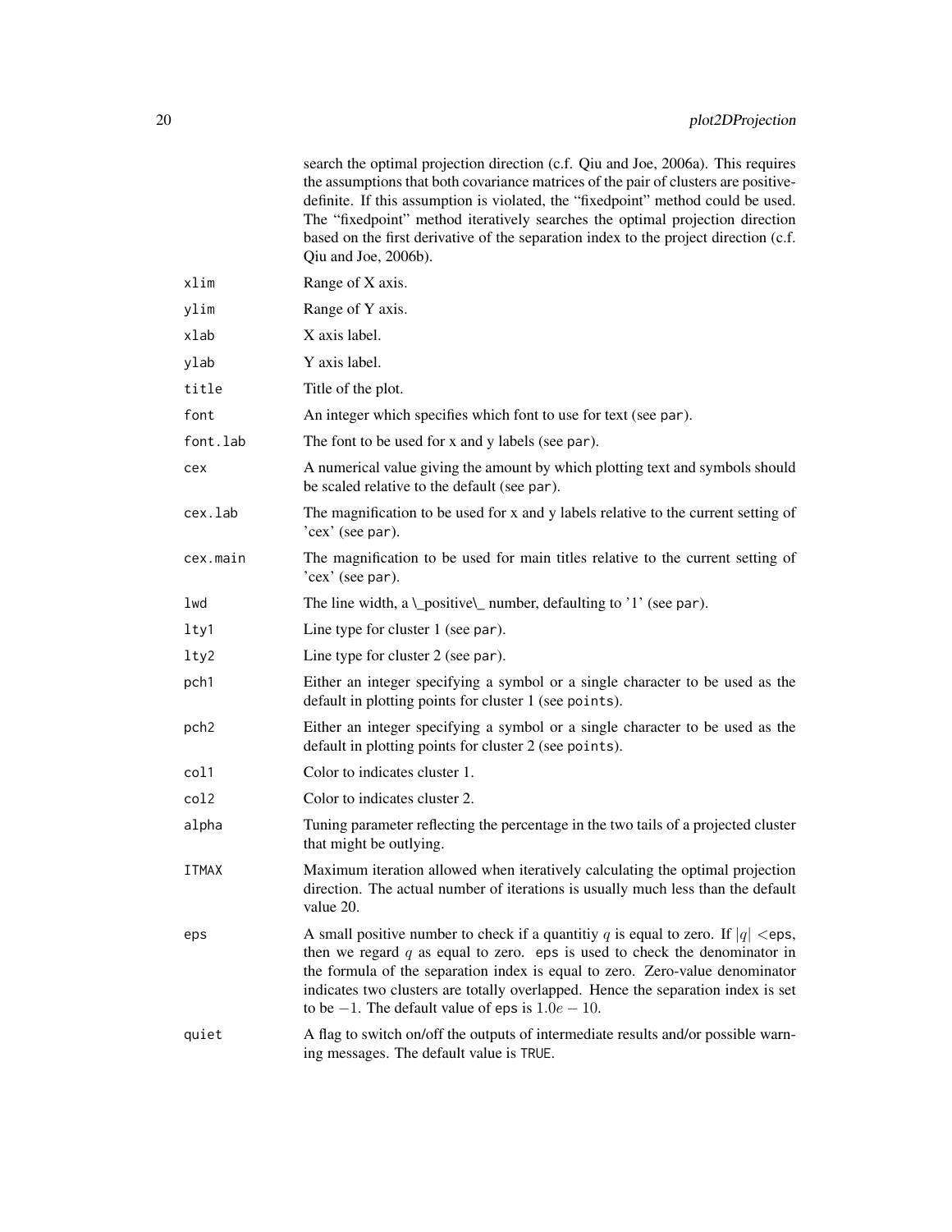search the optimal projection direction (c.f. Qiu and Joe, 2006a). This requires the assumptions that both covariance matrices of the pair of clusters are positive-definite. If this assumption is violated, the "fixedpoint" method could be used. The "fixedpoint" method iteratively searches the optimal projection direction based on the first derivative of the separation index to the project direction (c.f. Qiu and Joe, 2006b).

| | |
|---|---|
| `xlim` | Range of X axis. |
| `ylim` | Range of Y axis. |
| `xlab` | X axis label. |
| `ylab` | Y axis label. |
| `title` | Title of the plot. |
| `font` | An integer which specifies which font to use for text (see `par`). |
| `font.lab` | The font to be used for x and y labels (see `par`). |
| `cex` | A numerical value giving the amount by which plotting text and symbols should be scaled relative to the default (see `par`). |
| `cex.lab` | The magnification to be used for x and y labels relative to the current setting of 'cex' (see `par`). |
| `cex.main` | The magnification to be used for main titles relative to the current setting of 'cex' (see `par`). |
| `lwd` | The line width, a \_positive\_ number, defaulting to '1' (see `par`). |
| `lty1` | Line type for cluster 1 (see `par`). |
| `lty2` | Line type for cluster 2 (see `par`). |
| `pch1` | Either an integer specifying a symbol or a single character to be used as the default in plotting points for cluster 1 (see `points`). |
| `pch2` | Either an integer specifying a symbol or a single character to be used as the default in plotting points for cluster 2 (see `points`). |
| `col1` | Color to indicates cluster 1. |
| `col2` | Color to indicates cluster 2. |
| `alpha` | Tuning parameter reflecting the percentage in the two tails of a projected cluster that might be outlying. |
| `ITMAX` | Maximum iteration allowed when iteratively calculating the optimal projection direction. The actual number of iterations is usually much less than the default value 20. |
| `eps` | A small positive number to check if a quantitiy $q$ is equal to zero. If $\lvert q \rvert <$ `eps`, then we regard $q$ as equal to zero. `eps` is used to check the denominator in the formula of the separation index is equal to zero. Zero-value denominator indicates two clusters are totally overlapped. Hence the separation index is set to be $-1$. The default value of `eps` is $1.0e-10$. |
| `quiet` | A flag to switch on/off the outputs of intermediate results and/or possible warning messages. The default value is `TRUE`. |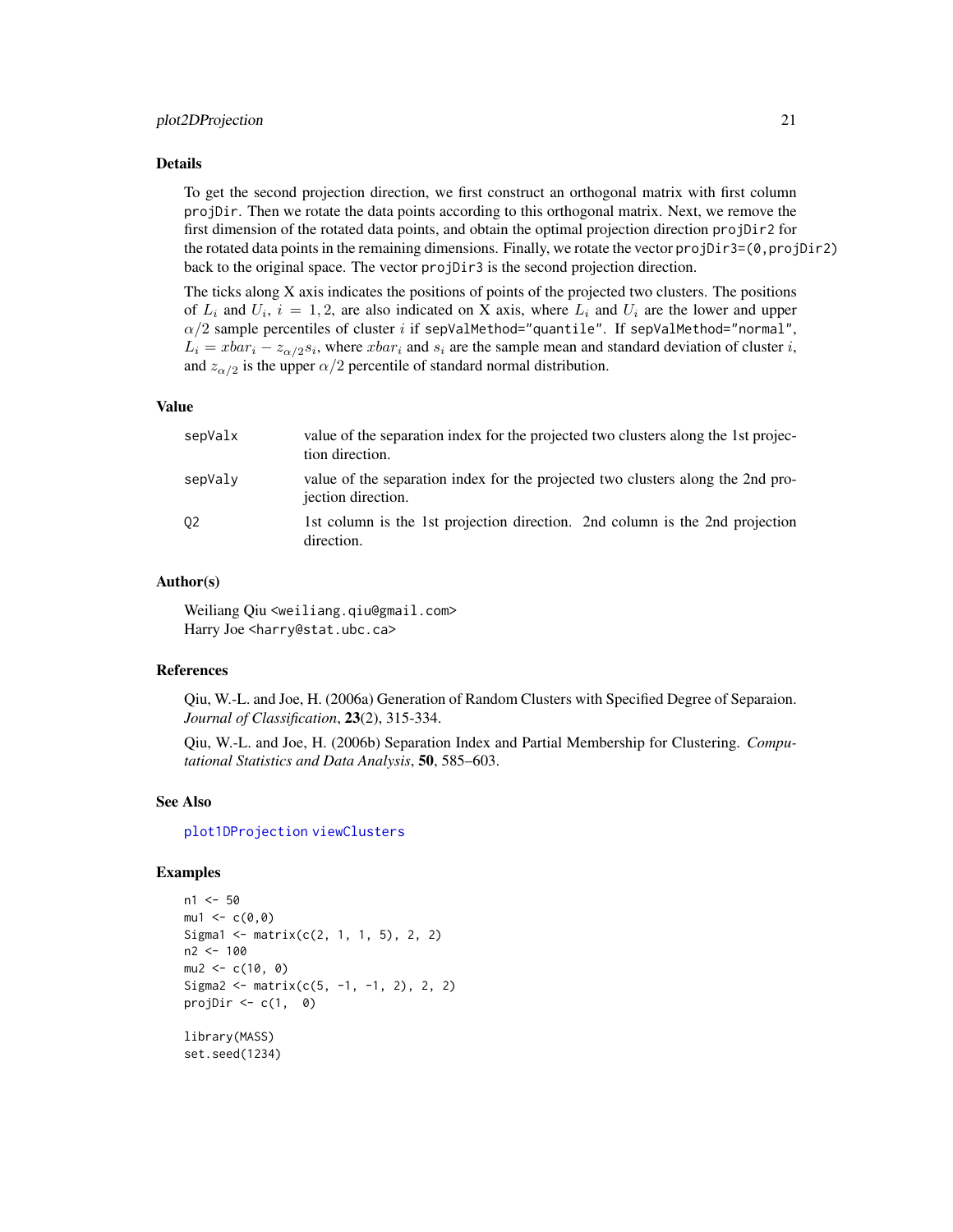## Details

To get the second projection direction, we first construct an orthogonal matrix with first column `projDir`. Then we rotate the data points according to this orthogonal matrix. Next, we remove the first dimension of the rotated data points, and obtain the optimal projection direction `projDir2` for the rotated data points in the remaining dimensions. Finally, we rotate the vector `projDir3=(0,projDir2)` back to the original space. The vector `projDir3` is the second projection direction.

The ticks along X axis indicates the positions of points of the projected two clusters. The positions of $L_i$ and $U_i$, $i = 1, 2$, are also indicated on X axis, where $L_i$ and $U_i$ are the lower and upper $\alpha/2$ sample percentiles of cluster $i$ if `sepValMethod="quantile"`. If `sepValMethod="normal"`, $L_i = xbar_i - z_{\alpha/2} s_i$, where $xbar_i$ and $s_i$ are the sample mean and standard deviation of cluster $i$, and $z_{\alpha/2}$ is the upper $\alpha/2$ percentile of standard normal distribution.

## Value

| | |
|---|---|
| `sepValx` | value of the separation index for the projected two clusters along the 1st projection direction. |
| `sepValy` | value of the separation index for the projected two clusters along the 2nd projection direction. |
| `Q2` | 1st column is the 1st projection direction. 2nd column is the 2nd projection direction. |

## Author(s)

Weiliang Qiu <weiliang.qiu@gmail.com>
Harry Joe <harry@stat.ubc.ca>

## References

Qiu, W.-L. and Joe, H. (2006a) Generation of Random Clusters with Specified Degree of Separaion. *Journal of Classification*, **23**(2), 315-334.

Qiu, W.-L. and Joe, H. (2006b) Separation Index and Partial Membership for Clustering. *Computational Statistics and Data Analysis*, **50**, 585–603.

## See Also

`plot1DProjection` `viewClusters`

## Examples

```
n1 <- 50
mu1 <- c(0,0)
Sigma1 <- matrix(c(2, 1, 1, 5), 2, 2)
n2 <- 100
mu2 <- c(10, 0)
Sigma2 <- matrix(c(5, -1, -1, 2), 2, 2)
projDir <- c(1,  0)

library(MASS)
set.seed(1234)
```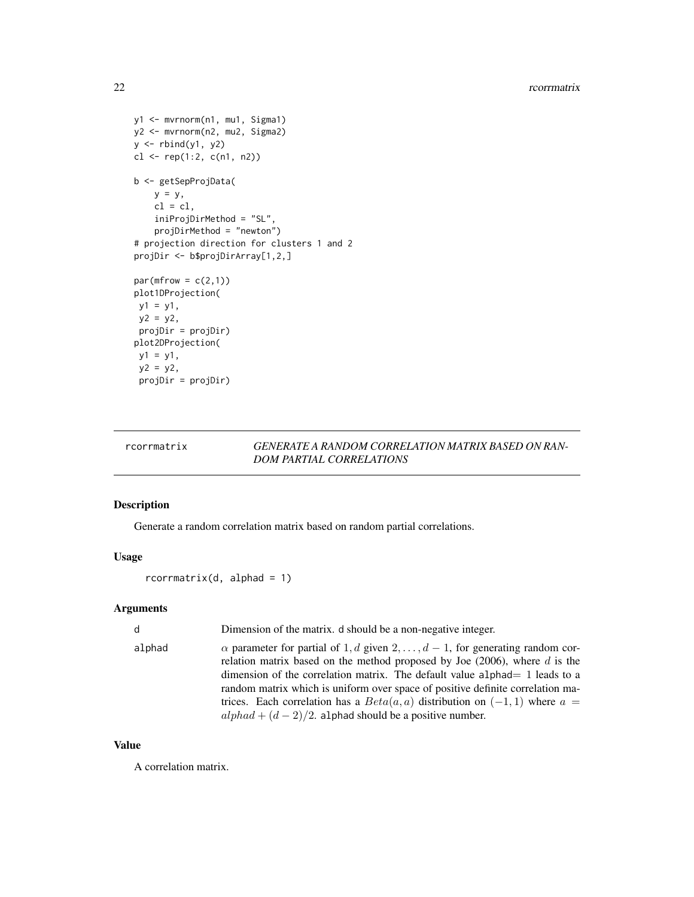```
y1 <- mvrnorm(n1, mu1, Sigma1)
y2 <- mvrnorm(n2, mu2, Sigma2)
y <- rbind(y1, y2)
cl <- rep(1:2, c(n1, n2))

b <- getSepProjData(
    y = y,
    cl = cl,
    iniProjDirMethod = "SL",
    projDirMethod = "newton")
# projection direction for clusters 1 and 2
projDir <- b$projDirArray[1,2,]

par(mfrow = c(2,1))
plot1DProjection(
 y1 = y1,
 y2 = y2,
 projDir = projDir)
plot2DProjection(
 y1 = y1,
 y2 = y2,
 projDir = projDir)
```

## rcorrmatrix — *GENERATE A RANDOM CORRELATION MATRIX BASED ON RANDOM PARTIAL CORRELATIONS*

### Description

Generate a random correlation matrix based on random partial correlations.

### Usage

```
rcorrmatrix(d, alphad = 1)
```

### Arguments

| | |
|---|---|
| d | Dimension of the matrix. d should be a non-negative integer. |
| alphad | $\alpha$ parameter for partial of $1, d$ given $2, \ldots, d-1$, for generating random correlation matrix based on the method proposed by Joe (2006), where $d$ is the dimension of the correlation matrix. The default value alphad= 1 leads to a random matrix which is uniform over space of positive definite correlation matrices. Each correlation has a $Beta(a, a)$ distribution on $(-1, 1)$ where $a = alphad + (d-2)/2$. alphad should be a positive number. |

### Value

A correlation matrix.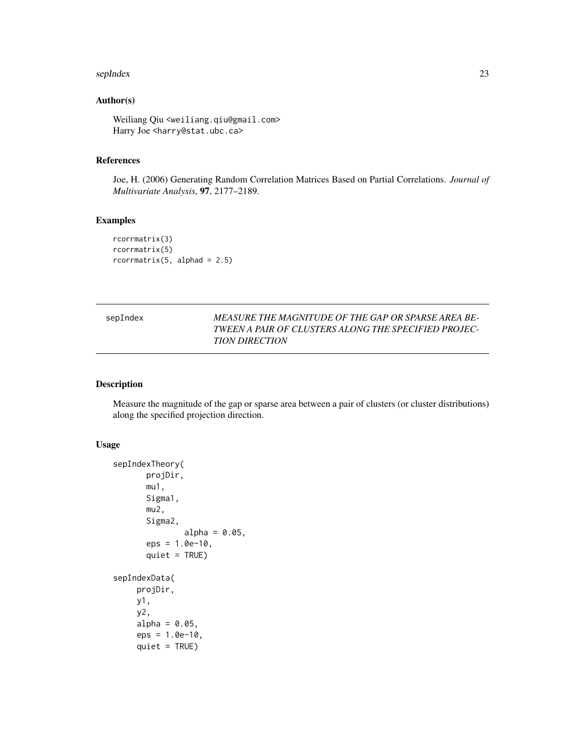## Author(s)

Weiliang Qiu <weiliang.qiu@gmail.com>
Harry Joe <harry@stat.ubc.ca>

## References

Joe, H. (2006) Generating Random Correlation Matrices Based on Partial Correlations. *Journal of Multivariate Analysis*, **97**, 2177–2189.

## Examples

```
rcorrmatrix(3)
rcorrmatrix(5)
rcorrmatrix(5, alphad = 2.5)
```

---

# sepIndex — *MEASURE THE MAGNITUDE OF THE GAP OR SPARSE AREA BETWEEN A PAIR OF CLUSTERS ALONG THE SPECIFIED PROJECTION DIRECTION*

---

## Description

Measure the magnitude of the gap or sparse area between a pair of clusters (or cluster distributions) along the specified projection direction.

## Usage

```
sepIndexTheory(
       projDir,
       mu1,
       Sigma1,
       mu2,
       Sigma2,
              alpha = 0.05,
       eps = 1.0e-10,
       quiet = TRUE)

sepIndexData(
     projDir,
     y1,
     y2,
     alpha = 0.05,
     eps = 1.0e-10,
     quiet = TRUE)
```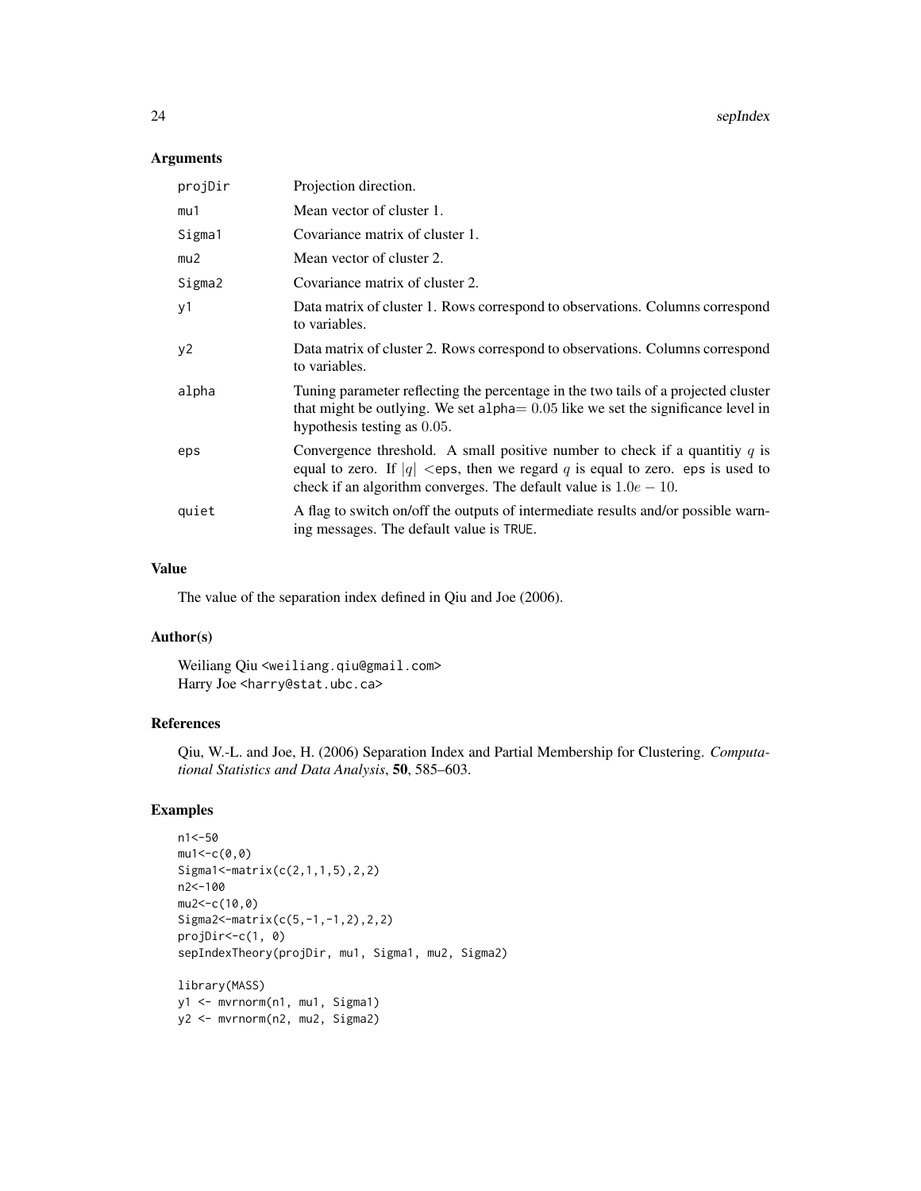## Arguments

| | |
|---|---|
| projDir | Projection direction. |
| mu1 | Mean vector of cluster 1. |
| Sigma1 | Covariance matrix of cluster 1. |
| mu2 | Mean vector of cluster 2. |
| Sigma2 | Covariance matrix of cluster 2. |
| y1 | Data matrix of cluster 1. Rows correspond to observations. Columns correspond to variables. |
| y2 | Data matrix of cluster 2. Rows correspond to observations. Columns correspond to variables. |
| alpha | Tuning parameter reflecting the percentage in the two tails of a projected cluster that might be outlying. We set alpha$= 0.05$ like we set the significance level in hypothesis testing as $0.05$. |
| eps | Convergence threshold. A small positive number to check if a quantitiy $q$ is equal to zero. If $\|q\| <$eps, then we regard $q$ is equal to zero. eps is used to check if an algorithm converges. The default value is $1.0e-10$. |
| quiet | A flag to switch on/off the outputs of intermediate results and/or possible warning messages. The default value is TRUE. |

## Value

The value of the separation index defined in Qiu and Joe (2006).

## Author(s)

Weiliang Qiu <weiliang.qiu@gmail.com>
Harry Joe <harry@stat.ubc.ca>

## References

Qiu, W.-L. and Joe, H. (2006) Separation Index and Partial Membership for Clustering. *Computational Statistics and Data Analysis*, **50**, 585–603.

## Examples

```
n1<-50
mu1<-c(0,0)
Sigma1<-matrix(c(2,1,1,5),2,2)
n2<-100
mu2<-c(10,0)
Sigma2<-matrix(c(5,-1,-1,2),2,2)
projDir<-c(1, 0)
sepIndexTheory(projDir, mu1, Sigma1, mu2, Sigma2)

library(MASS)
y1 <- mvrnorm(n1, mu1, Sigma1)
y2 <- mvrnorm(n2, mu2, Sigma2)
```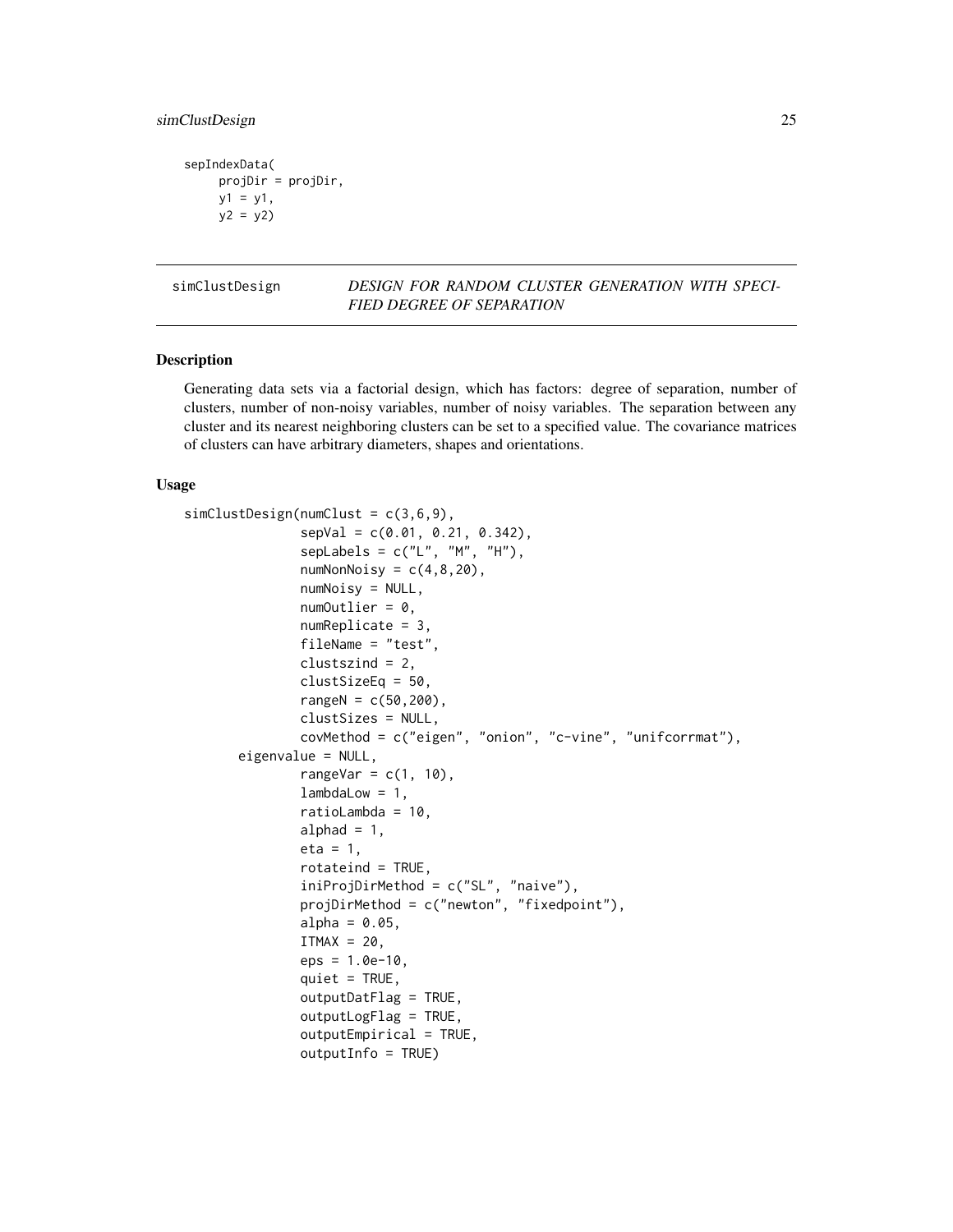```
sepIndexData(
     projDir = projDir,
     y1 = y1,
     y2 = y2)
```

---

simClustDesign *DESIGN FOR RANDOM CLUSTER GENERATION WITH SPECIFIED DEGREE OF SEPARATION*

---

## Description

Generating data sets via a factorial design, which has factors: degree of separation, number of clusters, number of non-noisy variables, number of noisy variables. The separation between any cluster and its nearest neighboring clusters can be set to a specified value. The covariance matrices of clusters can have arbitrary diameters, shapes and orientations.

## Usage

```
simClustDesign(numClust = c(3,6,9),
               sepVal = c(0.01, 0.21, 0.342),
               sepLabels = c("L", "M", "H"),
               numNonNoisy = c(4,8,20),
               numNoisy = NULL,
               numOutlier = 0,
               numReplicate = 3,
               fileName = "test",
               clustszind = 2,
               clustSizeEq = 50,
               rangeN = c(50,200),
               clustSizes = NULL,
               covMethod = c("eigen", "onion", "c-vine", "unifcorrmat"),
        eigenvalue = NULL,
               rangeVar = c(1, 10),
               lambdaLow = 1,
               ratioLambda = 10,
               alphad = 1,
               eta = 1,
               rotateind = TRUE,
               iniProjDirMethod = c("SL", "naive"),
               projDirMethod = c("newton", "fixedpoint"),
               alpha = 0.05,
               ITMAX = 20,
               eps = 1.0e-10,
               quiet = TRUE,
               outputDatFlag = TRUE,
               outputLogFlag = TRUE,
               outputEmpirical = TRUE,
               outputInfo = TRUE)
```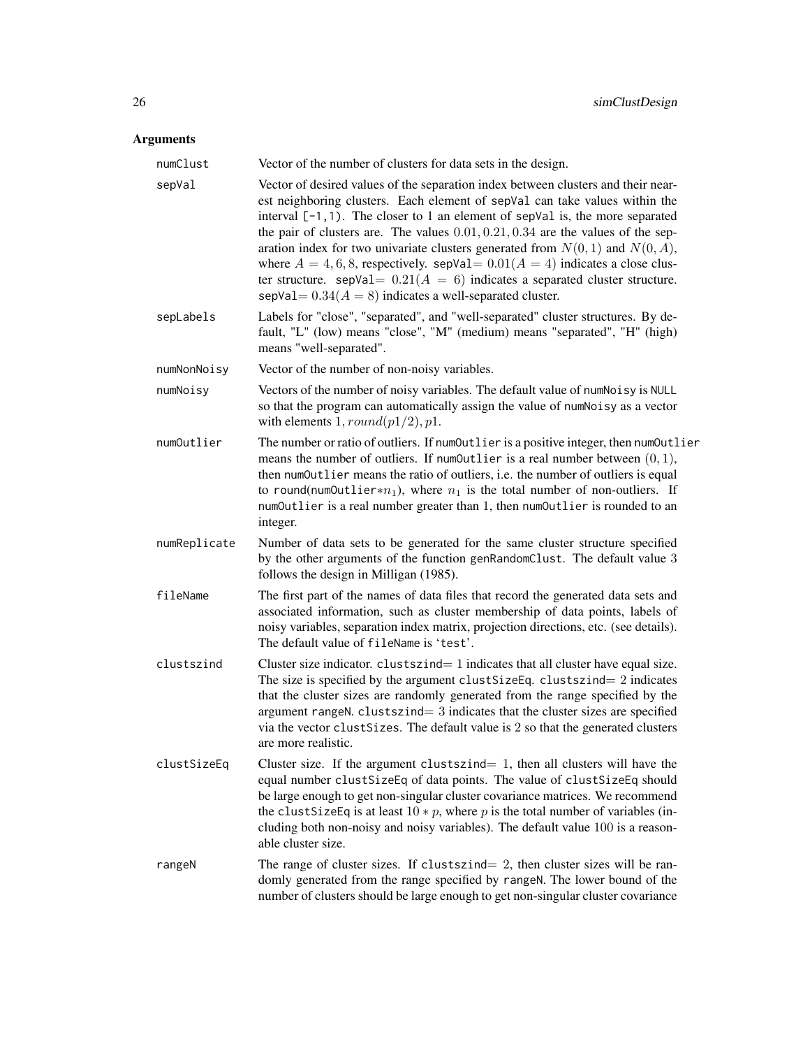## Arguments

**numClust** Vector of the number of clusters for data sets in the design.

**sepVal** Vector of desired values of the separation index between clusters and their nearest neighboring clusters. Each element of sepVal can take values within the interval [-1,1). The closer to 1 an element of sepVal is, the more separated the pair of clusters are. The values $0.01, 0.21, 0.34$ are the values of the separation index for two univariate clusters generated from $N(0, 1)$ and $N(0, A)$, where $A = 4, 6, 8$, respectively. sepVal$= 0.01(A = 4)$ indicates a close cluster structure. sepVal$= 0.21(A = 6)$ indicates a separated cluster structure. sepVal$= 0.34(A = 8)$ indicates a well-separated cluster.

**sepLabels** Labels for "close", "separated", and "well-separated" cluster structures. By default, "L" (low) means "close", "M" (medium) means "separated", "H" (high) means "well-separated".

**numNonNoisy** Vector of the number of non-noisy variables.

**numNoisy** Vectors of the number of noisy variables. The default value of numNoisy is NULL so that the program can automatically assign the value of numNoisy as a vector with elements $1, round(p1/2), p1$.

**numOutlier** The number or ratio of outliers. If numOutlier is a positive integer, then numOutlier means the number of outliers. If numOutlier is a real number between $(0, 1)$, then numOutlier means the ratio of outliers, i.e. the number of outliers is equal to round(numOutlier$*n_1$), where $n_1$ is the total number of non-outliers. If numOutlier is a real number greater than 1, then numOutlier is rounded to an integer.

**numReplicate** Number of data sets to be generated for the same cluster structure specified by the other arguments of the function genRandomClust. The default value 3 follows the design in Milligan (1985).

**fileName** The first part of the names of data files that record the generated data sets and associated information, such as cluster membership of data points, labels of noisy variables, separation index matrix, projection directions, etc. (see details). The default value of fileName is 'test'.

**clustszind** Cluster size indicator. clustszind$= 1$ indicates that all cluster have equal size. The size is specified by the argument clustSizeEq. clustszind$= 2$ indicates that the cluster sizes are randomly generated from the range specified by the argument rangeN. clustszind$= 3$ indicates that the cluster sizes are specified via the vector clustSizes. The default value is 2 so that the generated clusters are more realistic.

**clustSizeEq** Cluster size. If the argument clustszind$= 1$, then all clusters will have the equal number clustSizeEq of data points. The value of clustSizeEq should be large enough to get non-singular cluster covariance matrices. We recommend the clustSizeEq is at least $10 * p$, where $p$ is the total number of variables (including both non-noisy and noisy variables). The default value $100$ is a reasonable cluster size.

**rangeN** The range of cluster sizes. If clustszind$= 2$, then cluster sizes will be randomly generated from the range specified by rangeN. The lower bound of the number of clusters should be large enough to get non-singular cluster covariance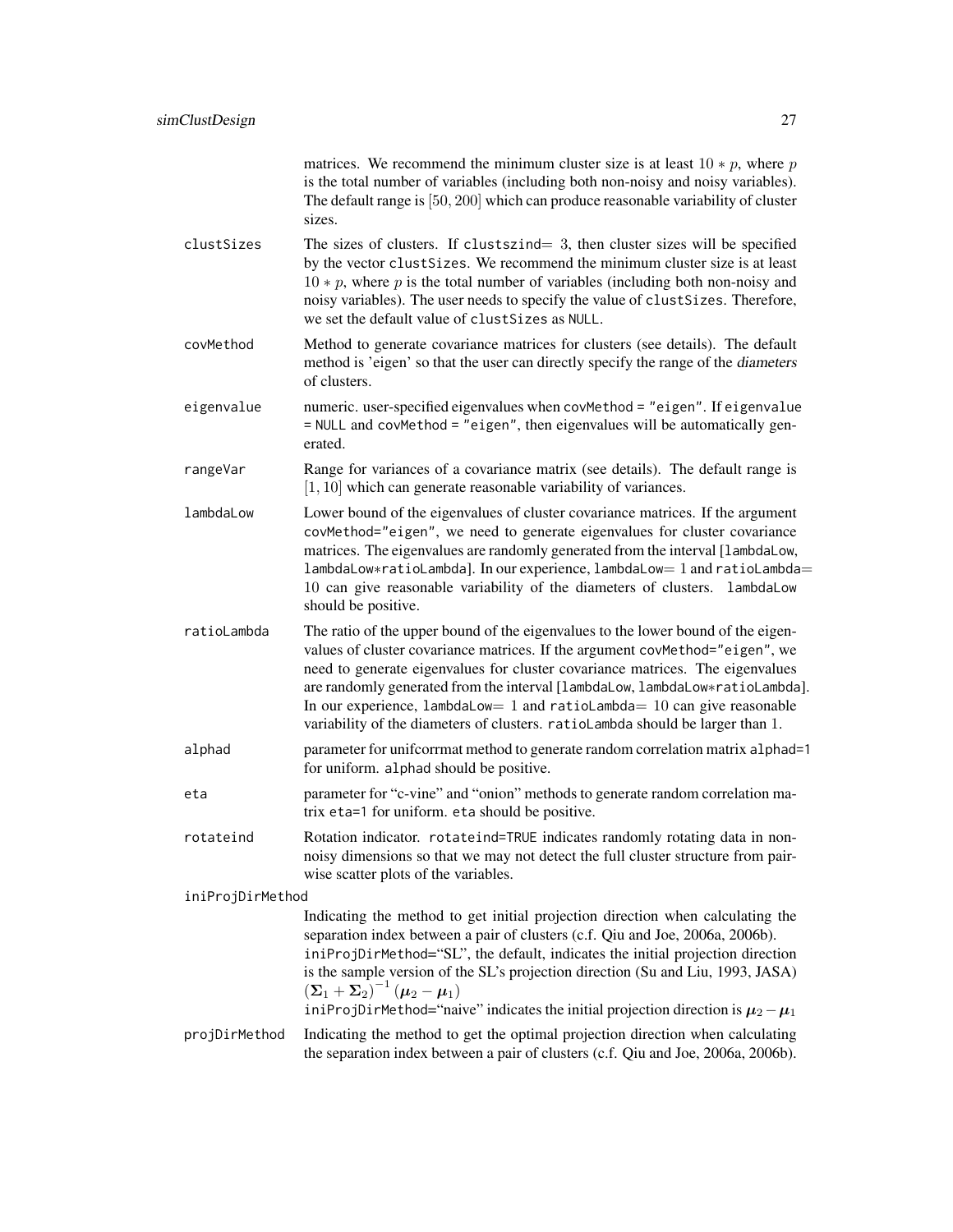matrices. We recommend the minimum cluster size is at least $10 * p$, where $p$ is the total number of variables (including both non-noisy and noisy variables). The default range is $[50, 200]$ which can produce reasonable variability of cluster sizes.

**clustSizes** The sizes of clusters. If clustszind= 3, then cluster sizes will be specified by the vector clustSizes. We recommend the minimum cluster size is at least $10 * p$, where $p$ is the total number of variables (including both non-noisy and noisy variables). The user needs to specify the value of clustSizes. Therefore, we set the default value of clustSizes as NULL.

**covMethod** Method to generate covariance matrices for clusters (see details). The default method is 'eigen' so that the user can directly specify the range of the *diameters* of clusters.

**eigenvalue** numeric. user-specified eigenvalues when covMethod = "eigen". If eigenvalue = NULL and covMethod = "eigen", then eigenvalues will be automatically generated.

**rangeVar** Range for variances of a covariance matrix (see details). The default range is $[1, 10]$ which can generate reasonable variability of variances.

**lambdaLow** Lower bound of the eigenvalues of cluster covariance matrices. If the argument covMethod="eigen", we need to generate eigenvalues for cluster covariance matrices. The eigenvalues are randomly generated from the interval [lambdaLow, lambdaLow*ratioLambda]. In our experience, lambdaLow= 1 and ratioLambda= 10 can give reasonable variability of the diameters of clusters. lambdaLow should be positive.

**ratioLambda** The ratio of the upper bound of the eigenvalues to the lower bound of the eigenvalues of cluster covariance matrices. If the argument covMethod="eigen", we need to generate eigenvalues for cluster covariance matrices. The eigenvalues are randomly generated from the interval [lambdaLow, lambdaLow*ratioLambda]. In our experience, lambdaLow= 1 and ratioLambda= 10 can give reasonable variability of the diameters of clusters. ratioLambda should be larger than 1.

**alphad** parameter for unifcorrmat method to generate random correlation matrix alphad=1 for uniform. alphad should be positive.

**eta** parameter for "c-vine" and "onion" methods to generate random correlation matrix eta=1 for uniform. eta should be positive.

**rotateind** Rotation indicator. rotateind=TRUE indicates randomly rotating data in non-noisy dimensions so that we may not detect the full cluster structure from pair-wise scatter plots of the variables.

**iniProjDirMethod** Indicating the method to get initial projection direction when calculating the separation index between a pair of clusters (c.f. Qiu and Joe, 2006a, 2006b). iniProjDirMethod="SL", the default, indicates the initial projection direction is the sample version of the SL's projection direction (Su and Liu, 1993, JASA) $(\boldsymbol{\Sigma}_1 + \boldsymbol{\Sigma}_2)^{-1} (\boldsymbol{\mu}_2 - \boldsymbol{\mu}_1)$
iniProjDirMethod="naive" indicates the initial projection direction is $\boldsymbol{\mu}_2 - \boldsymbol{\mu}_1$

**projDirMethod** Indicating the method to get the optimal projection direction when calculating the separation index between a pair of clusters (c.f. Qiu and Joe, 2006a, 2006b).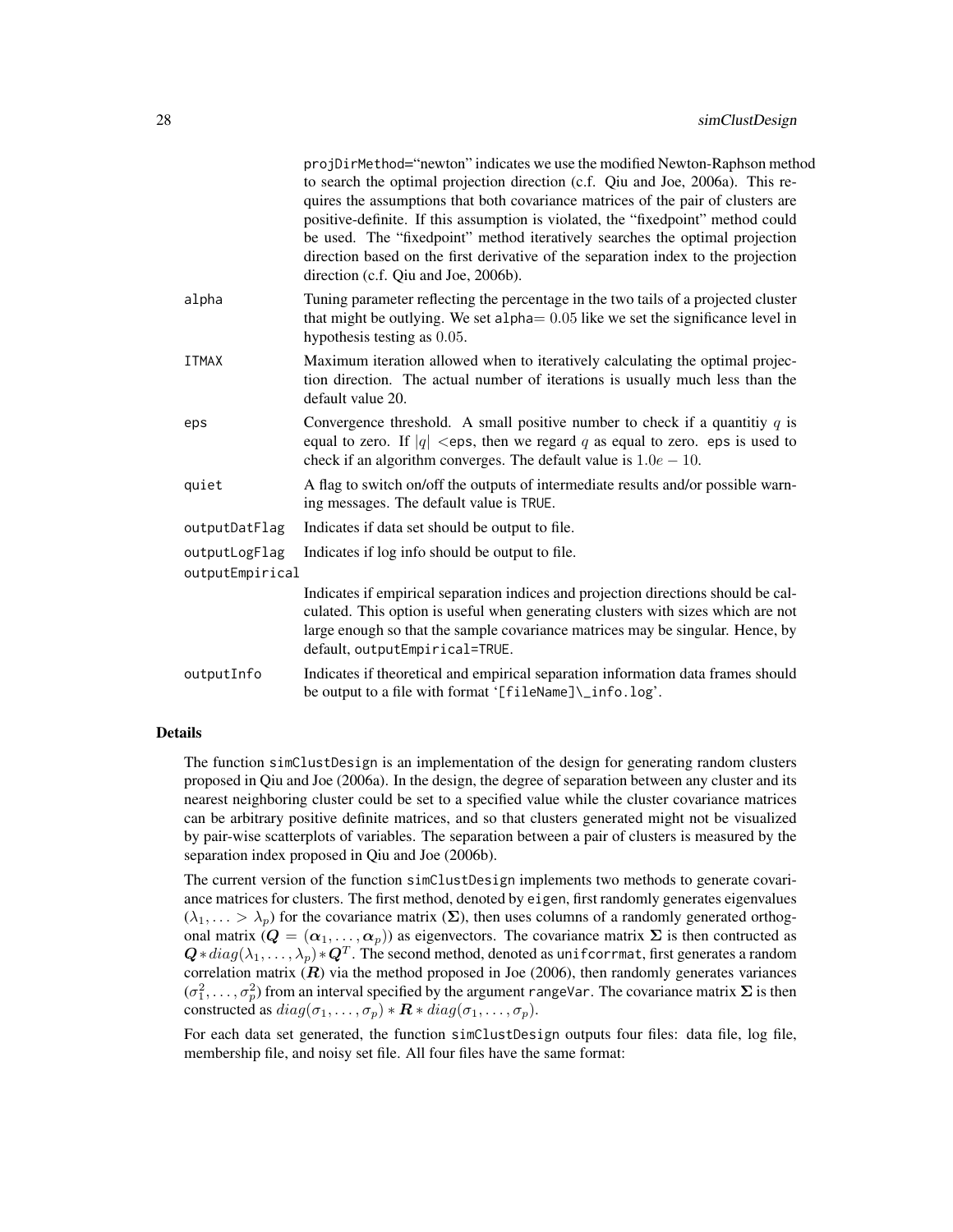projDirMethod="newton" indicates we use the modified Newton-Raphson method to search the optimal projection direction (c.f. Qiu and Joe, 2006a). This requires the assumptions that both covariance matrices of the pair of clusters are positive-definite. If this assumption is violated, the "fixedpoint" method could be used. The "fixedpoint" method iteratively searches the optimal projection direction based on the first derivative of the separation index to the projection direction (c.f. Qiu and Joe, 2006b).

alpha
: Tuning parameter reflecting the percentage in the two tails of a projected cluster that might be outlying. We set alpha$= 0.05$ like we set the significance level in hypothesis testing as $0.05$.

ITMAX
: Maximum iteration allowed when to iteratively calculating the optimal projection direction. The actual number of iterations is usually much less than the default value 20.

eps
: Convergence threshold. A small positive number to check if a quantitiy $q$ is equal to zero. If $|q|$ <eps, then we regard $q$ as equal to zero. eps is used to check if an algorithm converges. The default value is $1.0e - 10$.

quiet
: A flag to switch on/off the outputs of intermediate results and/or possible warning messages. The default value is TRUE.

outputDatFlag
: Indicates if data set should be output to file.

outputLogFlag
: Indicates if log info should be output to file.

outputEmpirical
: Indicates if empirical separation indices and projection directions should be calculated. This option is useful when generating clusters with sizes which are not large enough so that the sample covariance matrices may be singular. Hence, by default, outputEmpirical=TRUE.

outputInfo
: Indicates if theoretical and empirical separation information data frames should be output to a file with format '[fileName]\_info.log'.

## Details

The function simClustDesign is an implementation of the design for generating random clusters proposed in Qiu and Joe (2006a). In the design, the degree of separation between any cluster and its nearest neighboring cluster could be set to a specified value while the cluster covariance matrices can be arbitrary positive definite matrices, and so that clusters generated might not be visualized by pair-wise scatterplots of variables. The separation between a pair of clusters is measured by the separation index proposed in Qiu and Joe (2006b).

The current version of the function simClustDesign implements two methods to generate covariance matrices for clusters. The first method, denoted by eigen, first randomly generates eigenvalues ($\lambda_1, \ldots > \lambda_p$) for the covariance matrix ($\boldsymbol{\Sigma}$), then uses columns of a randomly generated orthogonal matrix ($\boldsymbol{Q} = (\boldsymbol{\alpha}_1, \ldots, \boldsymbol{\alpha}_p)$) as eigenvectors. The covariance matrix $\boldsymbol{\Sigma}$ is then contructed as $\boldsymbol{Q} * diag(\lambda_1, \ldots, \lambda_p) * \boldsymbol{Q}^T$. The second method, denoted as unifcorrmat, first generates a random correlation matrix ($\boldsymbol{R}$) via the method proposed in Joe (2006), then randomly generates variances ($\sigma_1^2, \ldots, \sigma_p^2$) from an interval specified by the argument rangeVar. The covariance matrix $\boldsymbol{\Sigma}$ is then constructed as $diag(\sigma_1, \ldots, \sigma_p) * \boldsymbol{R} * diag(\sigma_1, \ldots, \sigma_p)$.

For each data set generated, the function simClustDesign outputs four files: data file, log file, membership file, and noisy set file. All four files have the same format: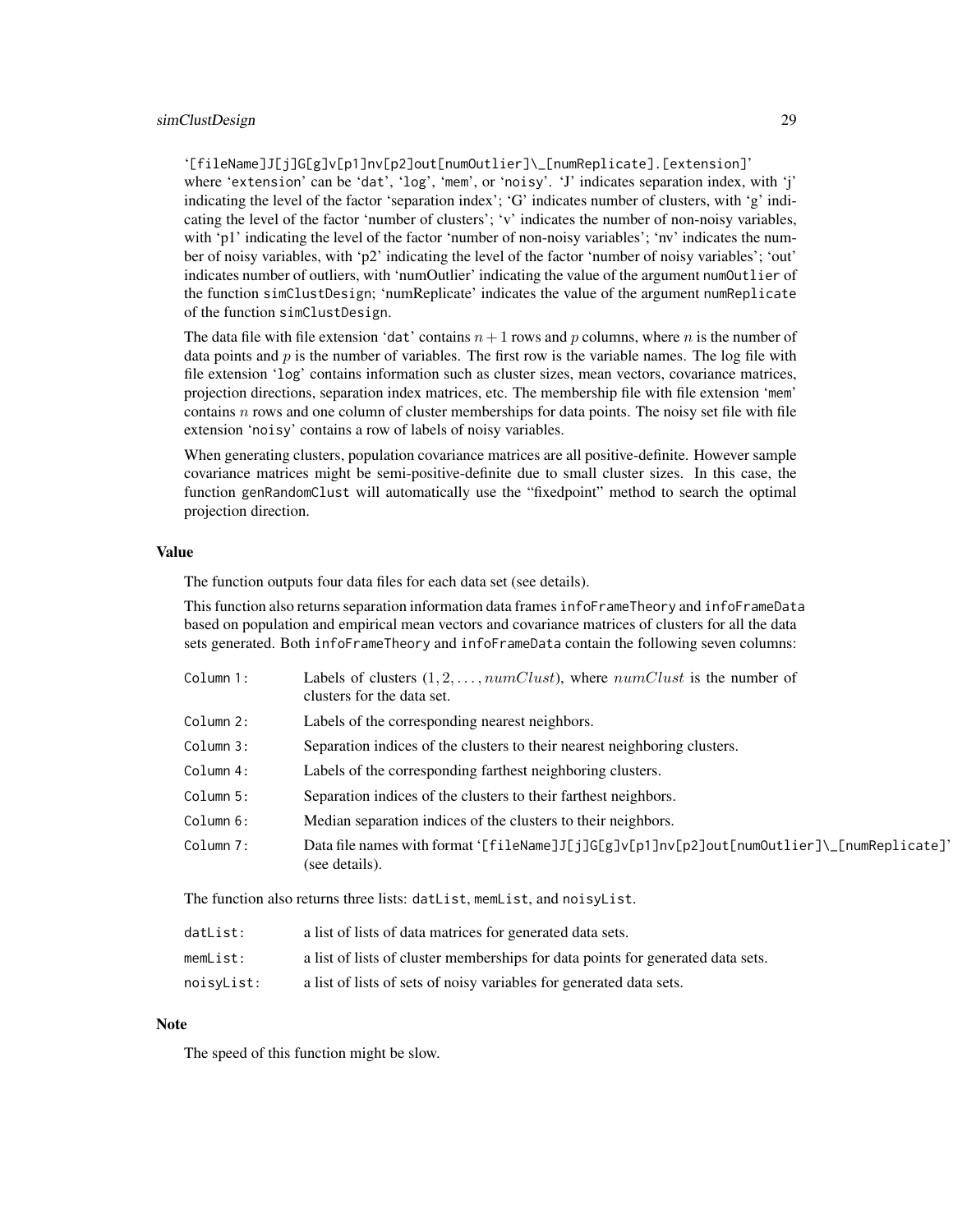'[fileName]J[j]G[g]v[p1]nv[p2]out[numOutlier]\_[numReplicate].[extension]' where 'extension' can be 'dat', 'log', 'mem', or 'noisy'. 'J' indicates separation index, with 'j' indicating the level of the factor 'separation index'; 'G' indicates number of clusters, with 'g' indicating the level of the factor 'number of clusters'; 'v' indicates the number of non-noisy variables, with 'p1' indicating the level of the factor 'number of non-noisy variables'; 'nv' indicates the number of noisy variables, with 'p2' indicating the level of the factor 'number of noisy variables'; 'out' indicates number of outliers, with 'numOutlier' indicating the value of the argument numOutlier of the function simClustDesign; 'numReplicate' indicates the value of the argument numReplicate of the function simClustDesign.

The data file with file extension 'dat' contains $n+1$ rows and $p$ columns, where $n$ is the number of data points and $p$ is the number of variables. The first row is the variable names. The log file with file extension 'log' contains information such as cluster sizes, mean vectors, covariance matrices, projection directions, separation index matrices, etc. The membership file with file extension 'mem' contains $n$ rows and one column of cluster memberships for data points. The noisy set file with file extension 'noisy' contains a row of labels of noisy variables.

When generating clusters, population covariance matrices are all positive-definite. However sample covariance matrices might be semi-positive-definite due to small cluster sizes. In this case, the function genRandomClust will automatically use the "fixedpoint" method to search the optimal projection direction.

## Value

The function outputs four data files for each data set (see details).

This function also returns separation information data frames infoFrameTheory and infoFrameData based on population and empirical mean vectors and covariance matrices of clusters for all the data sets generated. Both infoFrameTheory and infoFrameData contain the following seven columns:

| | |
|---|---|
| Column 1: | Labels of clusters $(1, 2, \ldots, numClust)$, where $numClust$ is the number of clusters for the data set. |
| Column 2: | Labels of the corresponding nearest neighbors. |
| Column 3: | Separation indices of the clusters to their nearest neighboring clusters. |
| Column 4: | Labels of the corresponding farthest neighboring clusters. |
| Column 5: | Separation indices of the clusters to their farthest neighbors. |
| Column 6: | Median separation indices of the clusters to their neighbors. |
| Column 7: | Data file names with format '[fileName]J[j]G[g]v[p1]nv[p2]out[numOutlier]\_[numReplicate]' (see details). |

The function also returns three lists: datList, memList, and noisyList.

| | |
|---|---|
| datList: | a list of lists of data matrices for generated data sets. |
| memList: | a list of lists of cluster memberships for data points for generated data sets. |
| noisyList: | a list of lists of sets of noisy variables for generated data sets. |

## Note

The speed of this function might be slow.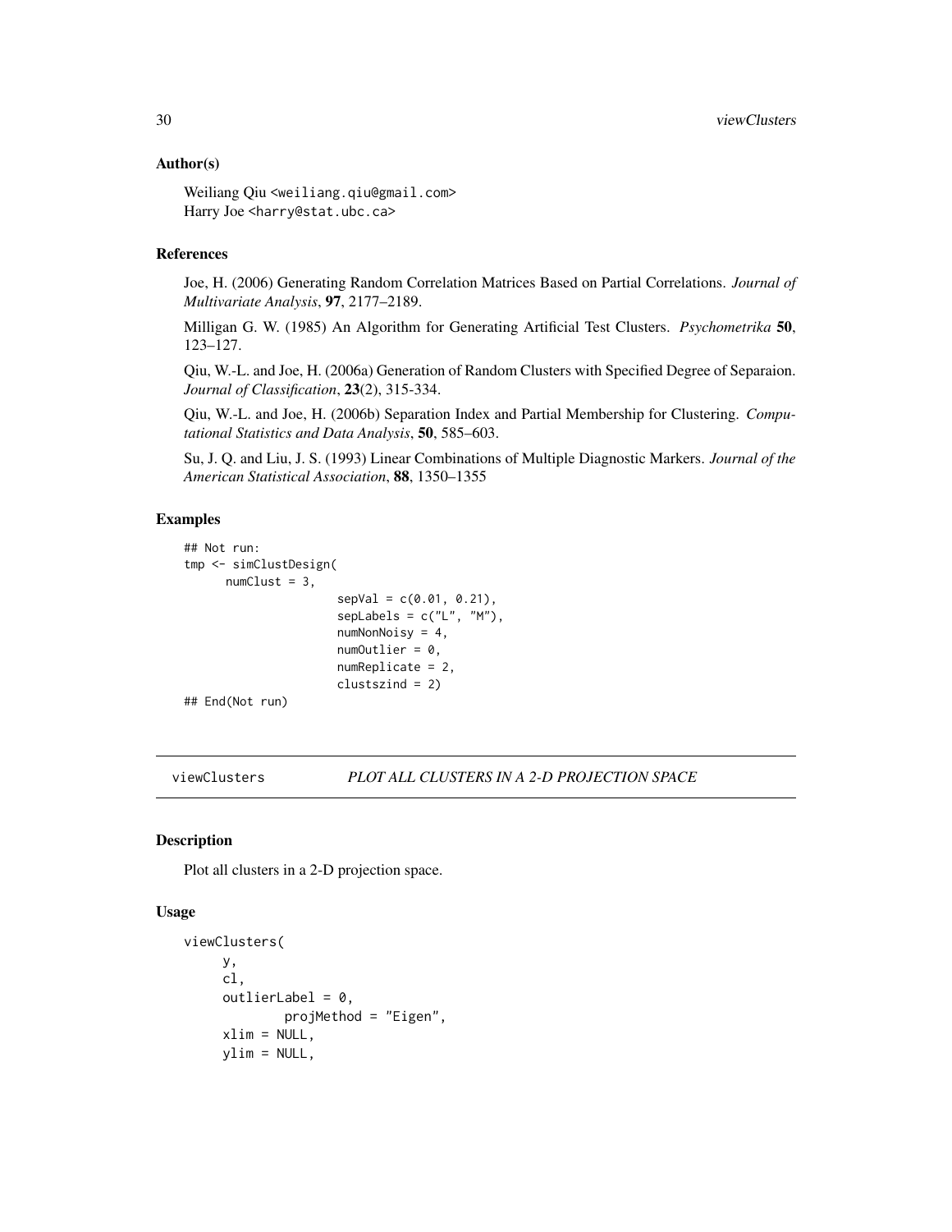### Author(s)

Weiliang Qiu <weiliang.qiu@gmail.com>
Harry Joe <harry@stat.ubc.ca>

### References

Joe, H. (2006) Generating Random Correlation Matrices Based on Partial Correlations. *Journal of Multivariate Analysis*, **97**, 2177–2189.

Milligan G. W. (1985) An Algorithm for Generating Artificial Test Clusters. *Psychometrika* **50**, 123–127.

Qiu, W.-L. and Joe, H. (2006a) Generation of Random Clusters with Specified Degree of Separaion. *Journal of Classification*, **23**(2), 315-334.

Qiu, W.-L. and Joe, H. (2006b) Separation Index and Partial Membership for Clustering. *Computational Statistics and Data Analysis*, **50**, 585–603.

Su, J. Q. and Liu, J. S. (1993) Linear Combinations of Multiple Diagnostic Markers. *Journal of the American Statistical Association*, **88**, 1350–1355

### Examples

```
## Not run:
tmp <- simClustDesign(
      numClust = 3,
                     sepVal = c(0.01, 0.21),
                     sepLabels = c("L", "M"),
                     numNonNoisy = 4,
                     numOutlier = 0,
                     numReplicate = 2,
                     clustszind = 2)
## End(Not run)
```

---

## viewClusters *PLOT ALL CLUSTERS IN A 2-D PROJECTION SPACE*

### Description

Plot all clusters in a 2-D projection space.

### Usage

```
viewClusters(
     y,
     cl,
     outlierLabel = 0,
              projMethod = "Eigen",
     xlim = NULL,
     ylim = NULL,
```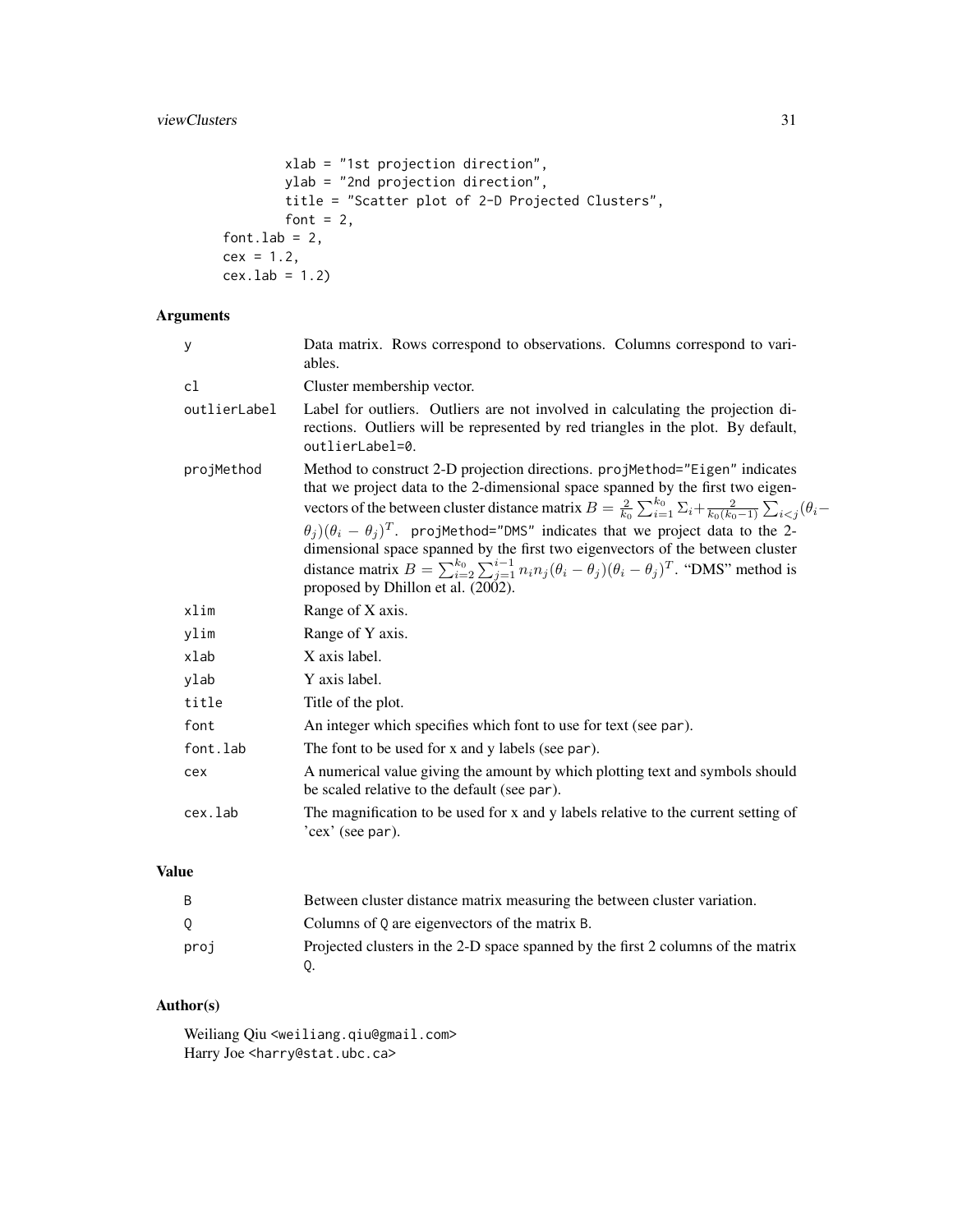```
            xlab = "1st projection direction",
            ylab = "2nd projection direction",
            title = "Scatter plot of 2-D Projected Clusters",
            font = 2,
    font.lab = 2,
    cex = 1.2,
    cex.lab = 1.2)
```

## Arguments

| | |
|---|---|
| y | Data matrix. Rows correspond to observations. Columns correspond to variables. |
| cl | Cluster membership vector. |
| outlierLabel | Label for outliers. Outliers are not involved in calculating the projection directions. Outliers will be represented by red triangles in the plot. By default, `outlierLabel=0`. |
| projMethod | Method to construct 2-D projection directions. `projMethod="Eigen"` indicates that we project data to the 2-dimensional space spanned by the first two eigenvectors of the between cluster distance matrix $B = \frac{2}{k_0}\sum_{i=1}^{k_0}\Sigma_i + \frac{2}{k_0(k_0-1)}\sum_{i<j}(\theta_i - \theta_j)(\theta_i - \theta_j)^T$. `projMethod="DMS"` indicates that we project data to the 2-dimensional space spanned by the first two eigenvectors of the between cluster distance matrix $B = \sum_{i=2}^{k_0}\sum_{j=1}^{i-1} n_i n_j (\theta_i - \theta_j)(\theta_i - \theta_j)^T$. "DMS" method is proposed by Dhillon et al. (2002). |
| xlim | Range of X axis. |
| ylim | Range of Y axis. |
| xlab | X axis label. |
| ylab | Y axis label. |
| title | Title of the plot. |
| font | An integer which specifies which font to use for text (see `par`). |
| font.lab | The font to be used for x and y labels (see `par`). |
| cex | A numerical value giving the amount by which plotting text and symbols should be scaled relative to the default (see `par`). |
| cex.lab | The magnification to be used for x and y labels relative to the current setting of 'cex' (see `par`). |

## Value

| | |
|---|---|
| B | Between cluster distance matrix measuring the between cluster variation. |
| Q | Columns of `Q` are eigenvectors of the matrix `B`. |
| proj | Projected clusters in the 2-D space spanned by the first 2 columns of the matrix `Q`. |

## Author(s)

Weiliang Qiu <weiliang.qiu@gmail.com>
Harry Joe <harry@stat.ubc.ca>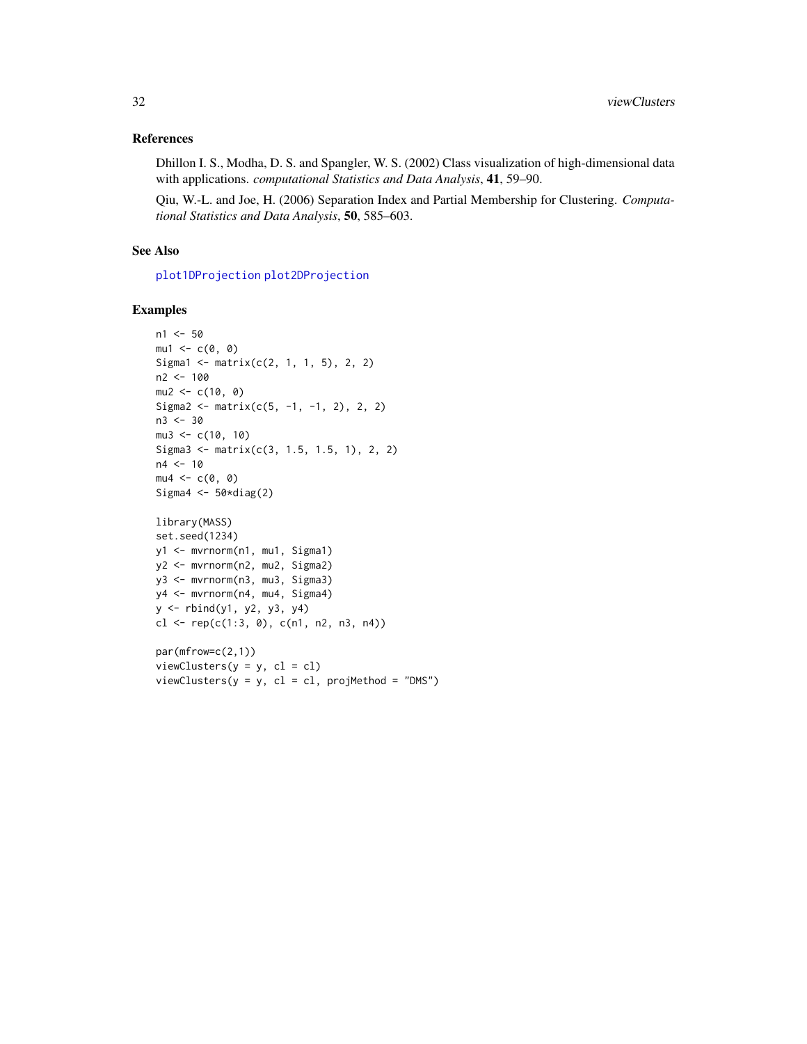## References

Dhillon I. S., Modha, D. S. and Spangler, W. S. (2002) Class visualization of high-dimensional data with applications. *computational Statistics and Data Analysis*, **41**, 59–90.

Qiu, W.-L. and Joe, H. (2006) Separation Index and Partial Membership for Clustering. *Computational Statistics and Data Analysis*, **50**, 585–603.

## See Also

plot1DProjection plot2DProjection

## Examples

```
n1 <- 50
mu1 <- c(0, 0)
Sigma1 <- matrix(c(2, 1, 1, 5), 2, 2)
n2 <- 100
mu2 <- c(10, 0)
Sigma2 <- matrix(c(5, -1, -1, 2), 2, 2)
n3 <- 30
mu3 <- c(10, 10)
Sigma3 <- matrix(c(3, 1.5, 1.5, 1), 2, 2)
n4 <- 10
mu4 <- c(0, 0)
Sigma4 <- 50*diag(2)

library(MASS)
set.seed(1234)
y1 <- mvrnorm(n1, mu1, Sigma1)
y2 <- mvrnorm(n2, mu2, Sigma2)
y3 <- mvrnorm(n3, mu3, Sigma3)
y4 <- mvrnorm(n4, mu4, Sigma4)
y <- rbind(y1, y2, y3, y4)
cl <- rep(c(1:3, 0), c(n1, n2, n3, n4))

par(mfrow=c(2,1))
viewClusters(y = y, cl = cl)
viewClusters(y = y, cl = cl, projMethod = "DMS")
```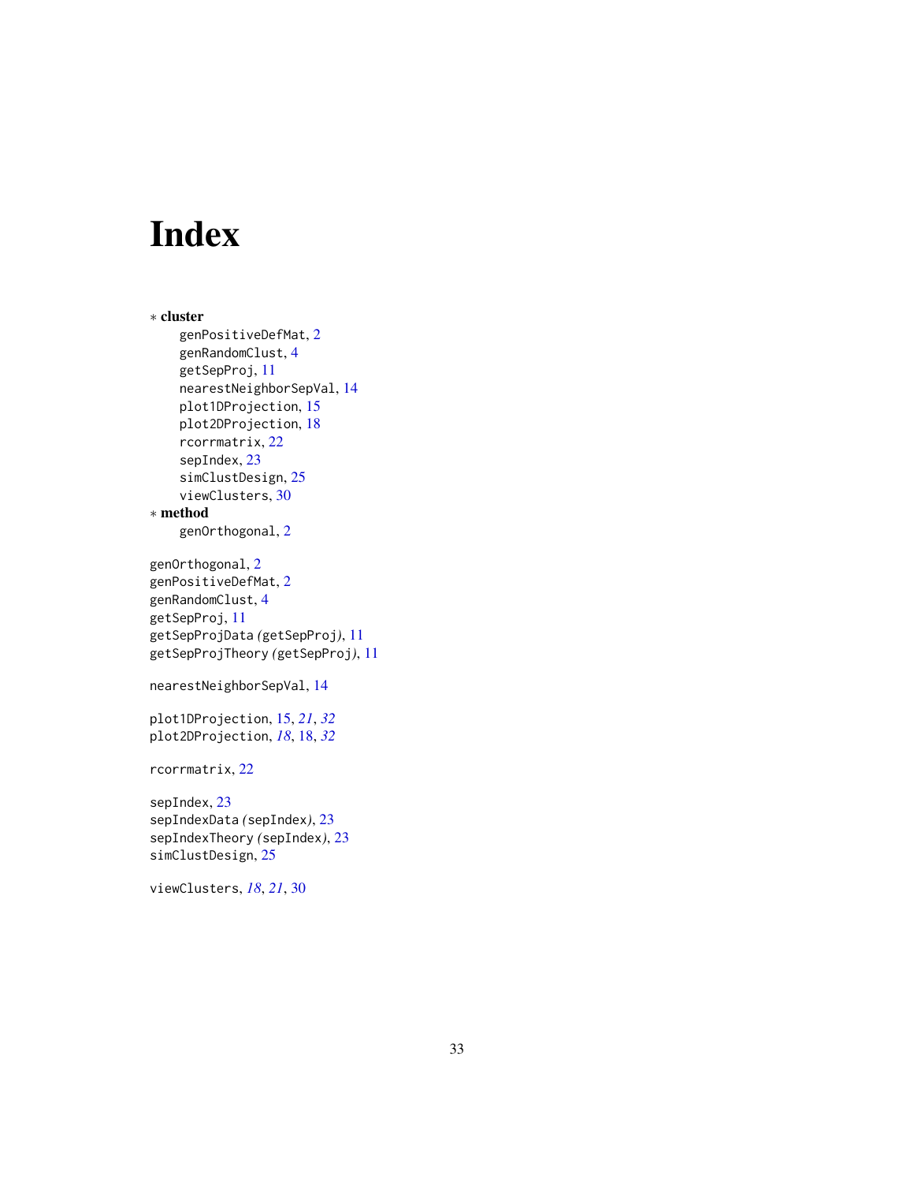# Index

∗ **cluster**

genPositiveDefMat, 2
genRandomClust, 4
getSepProj, 11
nearestNeighborSepVal, 14
plot1DProjection, 15
plot2DProjection, 18
rcorrmatrix, 22
sepIndex, 23
simClustDesign, 25
viewClusters, 30

∗ **method**

genOrthogonal, 2

genOrthogonal, 2
genPositiveDefMat, 2
genRandomClust, 4
getSepProj, 11
getSepProjData *(*getSepProj*)*, 11
getSepProjTheory *(*getSepProj*)*, 11

nearestNeighborSepVal, 14

plot1DProjection, 15, *21*, *32*
plot2DProjection, *18*, 18, *32*

rcorrmatrix, 22

sepIndex, 23
sepIndexData *(*sepIndex*)*, 23
sepIndexTheory *(*sepIndex*)*, 23
simClustDesign, 25

viewClusters, *18*, *21*, 30